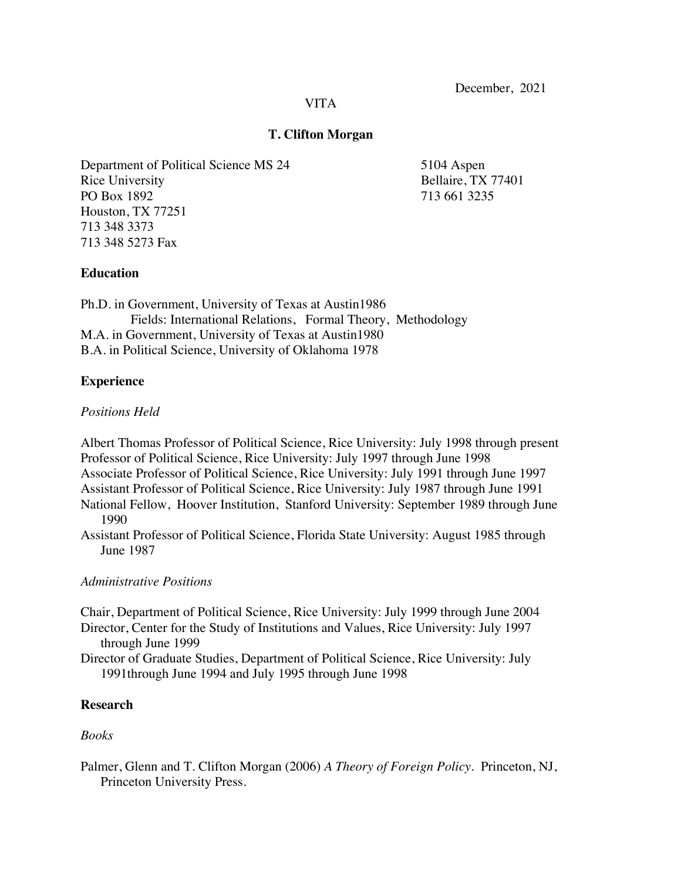December, 2021

VITA

**T. Clifton Morgan**

Department of Political Science MS 24
Rice University
PO Box 1892
Houston, TX 77251
713 348 3373
713 348 5273 Fax

5104 Aspen
Bellaire, TX 77401
713 661 3235

## Education

Ph.D. in Government, University of Texas at Austin1986
Fields: International Relations, Formal Theory, Methodology
M.A. in Government, University of Texas at Austin1980
B.A. in Political Science, University of Oklahoma 1978

## Experience

### *Positions Held*

Albert Thomas Professor of Political Science, Rice University: July 1998 through present
Professor of Political Science, Rice University: July 1997 through June 1998
Associate Professor of Political Science, Rice University: July 1991 through June 1997
Assistant Professor of Political Science, Rice University: July 1987 through June 1991
National Fellow, Hoover Institution, Stanford University: September 1989 through June 1990
Assistant Professor of Political Science, Florida State University: August 1985 through June 1987

### *Administrative Positions*

Chair, Department of Political Science, Rice University: July 1999 through June 2004
Director, Center for the Study of Institutions and Values, Rice University: July 1997 through June 1999
Director of Graduate Studies, Department of Political Science, Rice University: July 1991through June 1994 and July 1995 through June 1998

## Research

### *Books*

Palmer, Glenn and T. Clifton Morgan (2006) *A Theory of Foreign Policy*. Princeton, NJ, Princeton University Press.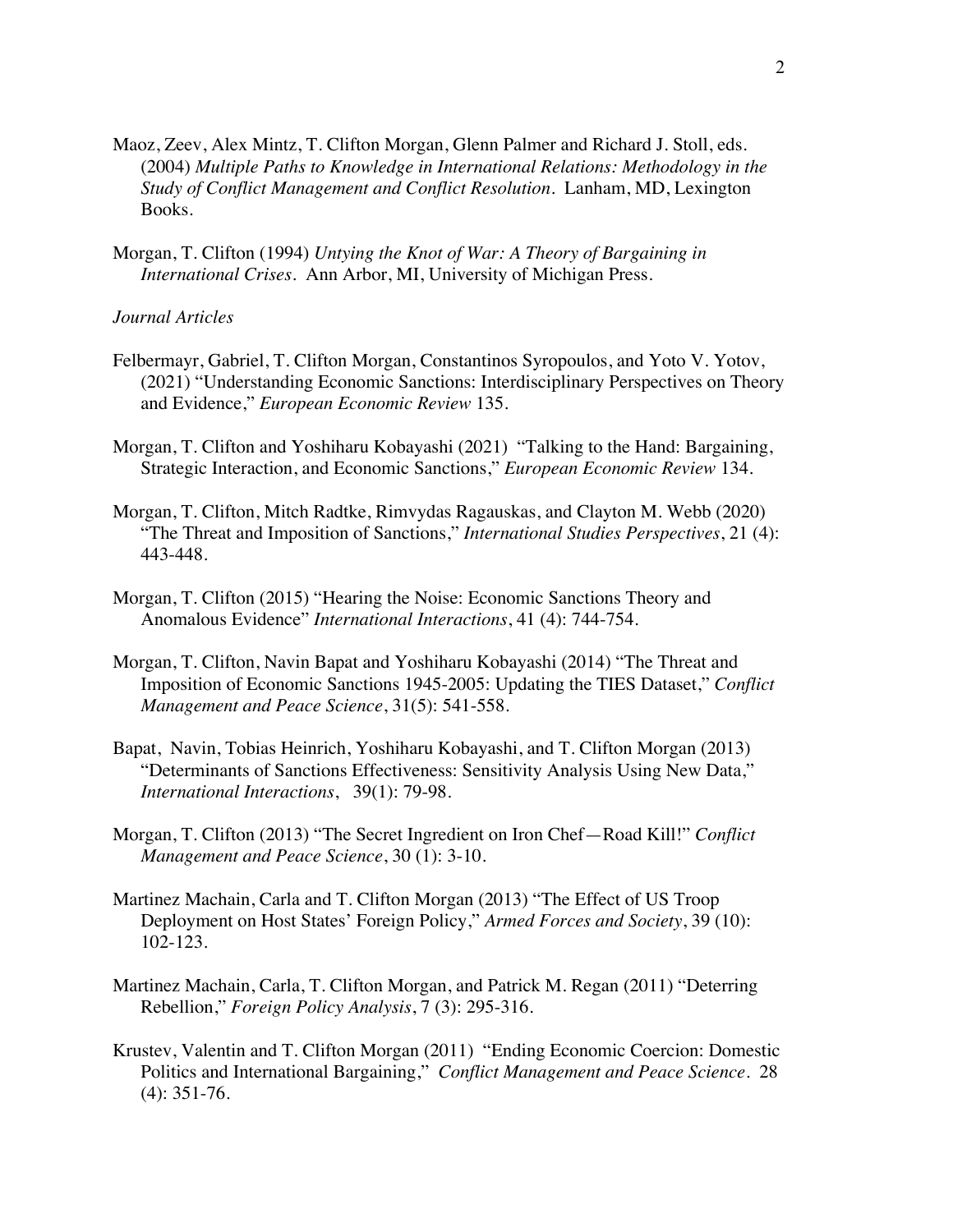Maoz, Zeev, Alex Mintz, T. Clifton Morgan, Glenn Palmer and Richard J. Stoll, eds. (2004) *Multiple Paths to Knowledge in International Relations: Methodology in the Study of Conflict Management and Conflict Resolution.* Lanham, MD, Lexington Books.

Morgan, T. Clifton (1994) *Untying the Knot of War: A Theory of Bargaining in International Crises.* Ann Arbor, MI, University of Michigan Press.

*Journal Articles*

Felbermayr, Gabriel, T. Clifton Morgan, Constantinos Syropoulos, and Yoto V. Yotov, (2021) "Understanding Economic Sanctions: Interdisciplinary Perspectives on Theory and Evidence," *European Economic Review* 135.

Morgan, T. Clifton and Yoshiharu Kobayashi (2021) "Talking to the Hand: Bargaining, Strategic Interaction, and Economic Sanctions," *European Economic Review* 134.

Morgan, T. Clifton, Mitch Radtke, Rimvydas Ragauskas, and Clayton M. Webb (2020) "The Threat and Imposition of Sanctions," *International Studies Perspectives*, 21 (4): 443-448.

Morgan, T. Clifton (2015) "Hearing the Noise: Economic Sanctions Theory and Anomalous Evidence" *International Interactions*, 41 (4): 744-754.

Morgan, T. Clifton, Navin Bapat and Yoshiharu Kobayashi (2014) "The Threat and Imposition of Economic Sanctions 1945-2005: Updating the TIES Dataset," *Conflict Management and Peace Science*, 31(5): 541-558.

Bapat, Navin, Tobias Heinrich, Yoshiharu Kobayashi, and T. Clifton Morgan (2013) "Determinants of Sanctions Effectiveness: Sensitivity Analysis Using New Data," *International Interactions*, 39(1): 79-98.

Morgan, T. Clifton (2013) "The Secret Ingredient on Iron Chef—Road Kill!" *Conflict Management and Peace Science*, 30 (1): 3-10.

Martinez Machain, Carla and T. Clifton Morgan (2013) "The Effect of US Troop Deployment on Host States' Foreign Policy," *Armed Forces and Society*, 39 (10): 102-123.

Martinez Machain, Carla, T. Clifton Morgan, and Patrick M. Regan (2011) "Deterring Rebellion," *Foreign Policy Analysis*, 7 (3): 295-316.

Krustev, Valentin and T. Clifton Morgan (2011) "Ending Economic Coercion: Domestic Politics and International Bargaining," *Conflict Management and Peace Science*. 28 (4): 351-76.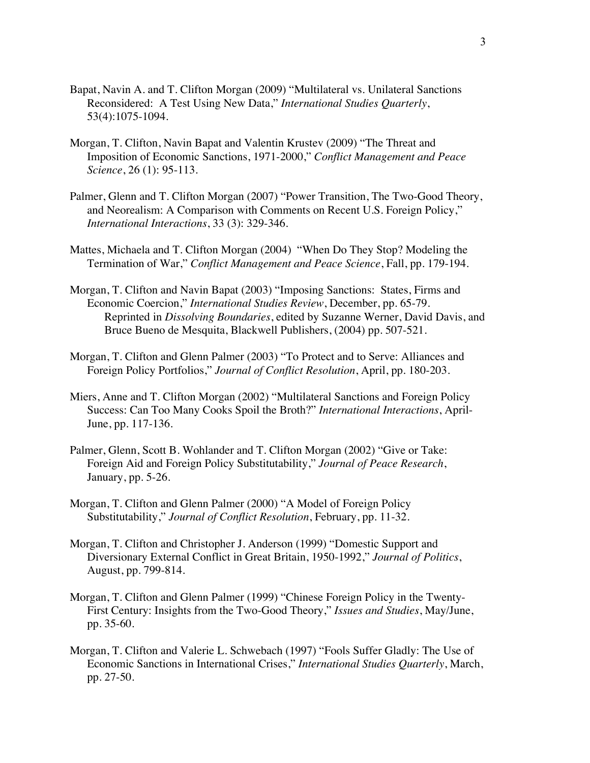Bapat, Navin A. and T. Clifton Morgan (2009) "Multilateral vs. Unilateral Sanctions Reconsidered: A Test Using New Data," *International Studies Quarterly*, 53(4):1075-1094.

Morgan, T. Clifton, Navin Bapat and Valentin Krustev (2009) "The Threat and Imposition of Economic Sanctions, 1971-2000," *Conflict Management and Peace Science*, 26 (1): 95-113.

Palmer, Glenn and T. Clifton Morgan (2007) "Power Transition, The Two-Good Theory, and Neorealism: A Comparison with Comments on Recent U.S. Foreign Policy," *International Interactions*, 33 (3): 329-346.

Mattes, Michaela and T. Clifton Morgan (2004) "When Do They Stop? Modeling the Termination of War," *Conflict Management and Peace Science*, Fall, pp. 179-194.

Morgan, T. Clifton and Navin Bapat (2003) "Imposing Sanctions: States, Firms and Economic Coercion," *International Studies Review*, December, pp. 65-79.
Reprinted in *Dissolving Boundaries*, edited by Suzanne Werner, David Davis, and Bruce Bueno de Mesquita, Blackwell Publishers, (2004) pp. 507-521.

Morgan, T. Clifton and Glenn Palmer (2003) "To Protect and to Serve: Alliances and Foreign Policy Portfolios," *Journal of Conflict Resolution*, April, pp. 180-203.

Miers, Anne and T. Clifton Morgan (2002) "Multilateral Sanctions and Foreign Policy Success: Can Too Many Cooks Spoil the Broth?" *International Interactions*, April-June, pp. 117-136.

Palmer, Glenn, Scott B. Wohlander and T. Clifton Morgan (2002) "Give or Take: Foreign Aid and Foreign Policy Substitutability," *Journal of Peace Research*, January, pp. 5-26.

Morgan, T. Clifton and Glenn Palmer (2000) "A Model of Foreign Policy Substitutability," *Journal of Conflict Resolution*, February, pp. 11-32.

Morgan, T. Clifton and Christopher J. Anderson (1999) "Domestic Support and Diversionary External Conflict in Great Britain, 1950-1992," *Journal of Politics*, August, pp. 799-814.

Morgan, T. Clifton and Glenn Palmer (1999) "Chinese Foreign Policy in the Twenty-First Century: Insights from the Two-Good Theory," *Issues and Studies*, May/June, pp. 35-60.

Morgan, T. Clifton and Valerie L. Schwebach (1997) "Fools Suffer Gladly: The Use of Economic Sanctions in International Crises," *International Studies Quarterly*, March, pp. 27-50.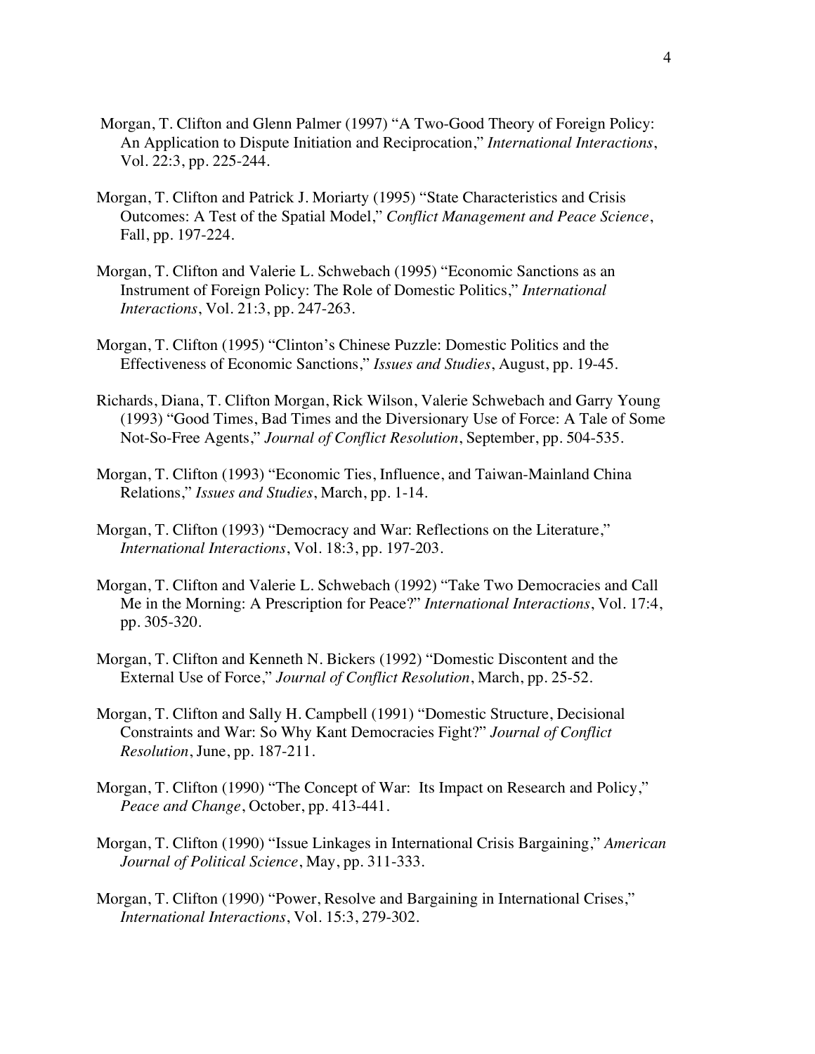Morgan, T. Clifton and Glenn Palmer (1997) “A Two-Good Theory of Foreign Policy: An Application to Dispute Initiation and Reciprocation,” *International Interactions*, Vol. 22:3, pp. 225-244.

Morgan, T. Clifton and Patrick J. Moriarty (1995) “State Characteristics and Crisis Outcomes: A Test of the Spatial Model,” *Conflict Management and Peace Science*, Fall, pp. 197-224.

Morgan, T. Clifton and Valerie L. Schwebach (1995) “Economic Sanctions as an Instrument of Foreign Policy: The Role of Domestic Politics,” *International Interactions*, Vol. 21:3, pp. 247-263.

Morgan, T. Clifton (1995) “Clinton’s Chinese Puzzle: Domestic Politics and the Effectiveness of Economic Sanctions,” *Issues and Studies*, August, pp. 19-45.

Richards, Diana, T. Clifton Morgan, Rick Wilson, Valerie Schwebach and Garry Young (1993) “Good Times, Bad Times and the Diversionary Use of Force: A Tale of Some Not-So-Free Agents,” *Journal of Conflict Resolution*, September, pp. 504-535.

Morgan, T. Clifton (1993) “Economic Ties, Influence, and Taiwan-Mainland China Relations,” *Issues and Studies*, March, pp. 1-14.

Morgan, T. Clifton (1993) “Democracy and War: Reflections on the Literature,” *International Interactions*, Vol. 18:3, pp. 197-203.

Morgan, T. Clifton and Valerie L. Schwebach (1992) “Take Two Democracies and Call Me in the Morning: A Prescription for Peace?” *International Interactions*, Vol. 17:4, pp. 305-320.

Morgan, T. Clifton and Kenneth N. Bickers (1992) “Domestic Discontent and the External Use of Force,” *Journal of Conflict Resolution*, March, pp. 25-52.

Morgan, T. Clifton and Sally H. Campbell (1991) “Domestic Structure, Decisional Constraints and War: So Why Kant Democracies Fight?” *Journal of Conflict Resolution*, June, pp. 187-211.

Morgan, T. Clifton (1990) “The Concept of War: Its Impact on Research and Policy,” *Peace and Change*, October, pp. 413-441.

Morgan, T. Clifton (1990) “Issue Linkages in International Crisis Bargaining,” *American Journal of Political Science*, May, pp. 311-333.

Morgan, T. Clifton (1990) “Power, Resolve and Bargaining in International Crises,” *International Interactions*, Vol. 15:3, 279-302.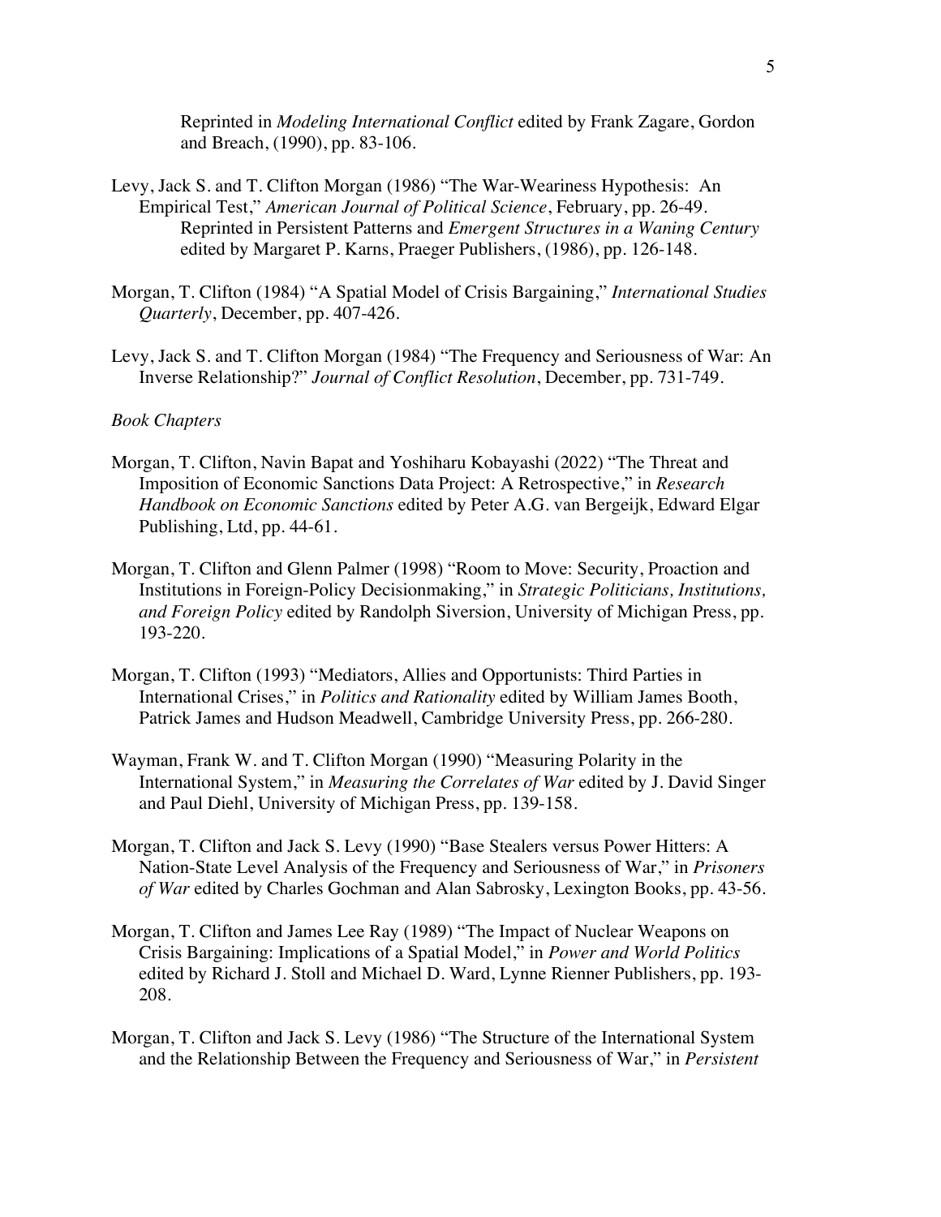Reprinted in *Modeling International Conflict* edited by Frank Zagare, Gordon and Breach, (1990), pp. 83-106.

Levy, Jack S. and T. Clifton Morgan (1986) "The War-Weariness Hypothesis: An Empirical Test," *American Journal of Political Science*, February, pp. 26-49. Reprinted in Persistent Patterns and *Emergent Structures in a Waning Century* edited by Margaret P. Karns, Praeger Publishers, (1986), pp. 126-148.

Morgan, T. Clifton (1984) "A Spatial Model of Crisis Bargaining," *International Studies Quarterly*, December, pp. 407-426.

Levy, Jack S. and T. Clifton Morgan (1984) "The Frequency and Seriousness of War: An Inverse Relationship?" *Journal of Conflict Resolution*, December, pp. 731-749.

*Book Chapters*

Morgan, T. Clifton, Navin Bapat and Yoshiharu Kobayashi (2022) "The Threat and Imposition of Economic Sanctions Data Project: A Retrospective," in *Research Handbook on Economic Sanctions* edited by Peter A.G. van Bergeijk, Edward Elgar Publishing, Ltd, pp. 44-61.

Morgan, T. Clifton and Glenn Palmer (1998) "Room to Move: Security, Proaction and Institutions in Foreign-Policy Decisionmaking," in *Strategic Politicians, Institutions, and Foreign Policy* edited by Randolph Siversion, University of Michigan Press, pp. 193-220.

Morgan, T. Clifton (1993) "Mediators, Allies and Opportunists: Third Parties in International Crises," in *Politics and Rationality* edited by William James Booth, Patrick James and Hudson Meadwell, Cambridge University Press, pp. 266-280.

Wayman, Frank W. and T. Clifton Morgan (1990) "Measuring Polarity in the International System," in *Measuring the Correlates of War* edited by J. David Singer and Paul Diehl, University of Michigan Press, pp. 139-158.

Morgan, T. Clifton and Jack S. Levy (1990) "Base Stealers versus Power Hitters: A Nation-State Level Analysis of the Frequency and Seriousness of War," in *Prisoners of War* edited by Charles Gochman and Alan Sabrosky, Lexington Books, pp. 43-56.

Morgan, T. Clifton and James Lee Ray (1989) "The Impact of Nuclear Weapons on Crisis Bargaining: Implications of a Spatial Model," in *Power and World Politics* edited by Richard J. Stoll and Michael D. Ward, Lynne Rienner Publishers, pp. 193-208.

Morgan, T. Clifton and Jack S. Levy (1986) "The Structure of the International System and the Relationship Between the Frequency and Seriousness of War," in *Persistent*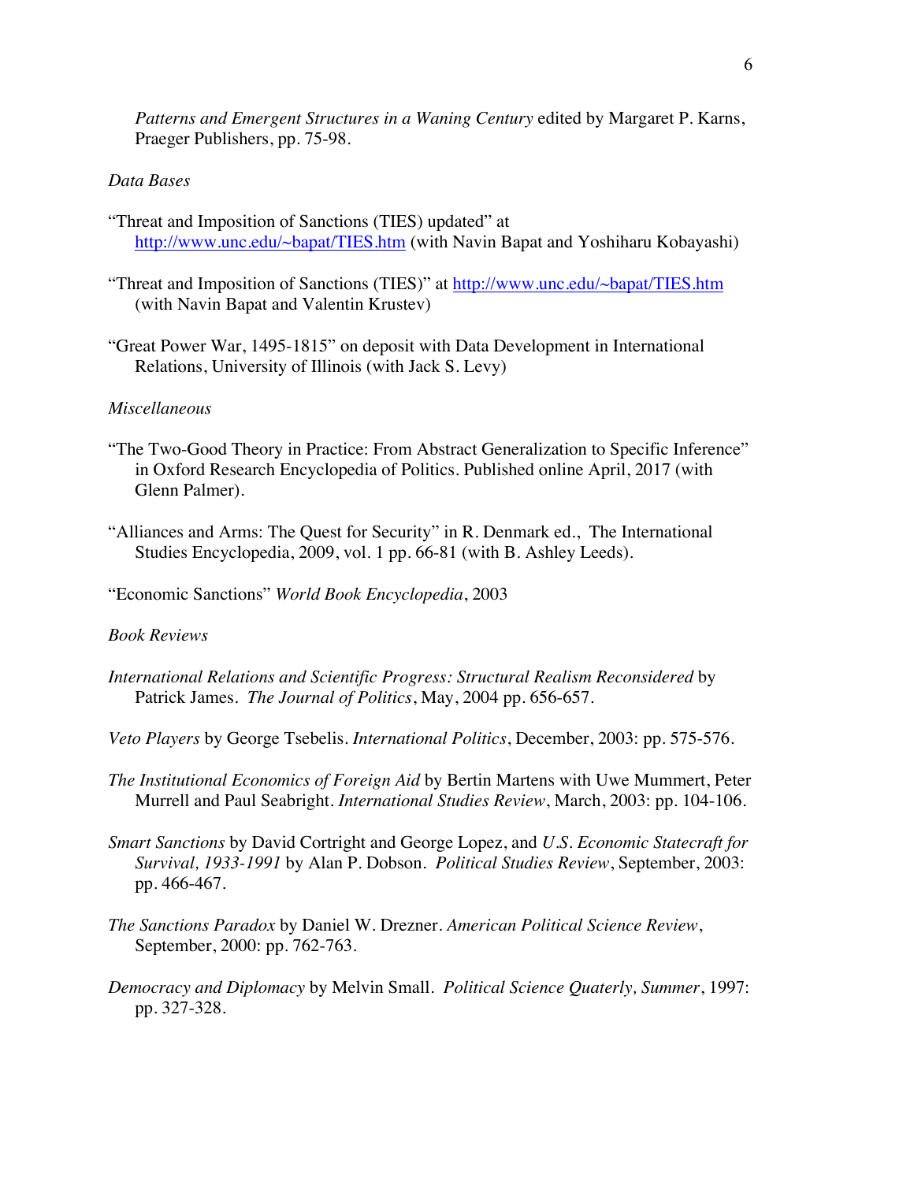*Patterns and Emergent Structures in a Waning Century* edited by Margaret P. Karns, Praeger Publishers, pp. 75-98.

*Data Bases*

"Threat and Imposition of Sanctions (TIES) updated" at http://www.unc.edu/~bapat/TIES.htm (with Navin Bapat and Yoshiharu Kobayashi)

"Threat and Imposition of Sanctions (TIES)" at http://www.unc.edu/~bapat/TIES.htm (with Navin Bapat and Valentin Krustev)

"Great Power War, 1495-1815" on deposit with Data Development in International Relations, University of Illinois (with Jack S. Levy)

*Miscellaneous*

"The Two-Good Theory in Practice: From Abstract Generalization to Specific Inference" in Oxford Research Encyclopedia of Politics. Published online April, 2017 (with Glenn Palmer).

"Alliances and Arms: The Quest for Security" in R. Denmark ed., The International Studies Encyclopedia, 2009, vol. 1 pp. 66-81 (with B. Ashley Leeds).

"Economic Sanctions" *World Book Encyclopedia*, 2003

*Book Reviews*

*International Relations and Scientific Progress: Structural Realism Reconsidered* by Patrick James. *The Journal of Politics*, May, 2004 pp. 656-657.

*Veto Players* by George Tsebelis. *International Politics*, December, 2003: pp. 575-576.

*The Institutional Economics of Foreign Aid* by Bertin Martens with Uwe Mummert, Peter Murrell and Paul Seabright. *International Studies Review*, March, 2003: pp. 104-106.

*Smart Sanctions* by David Cortright and George Lopez, and *U.S. Economic Statecraft for Survival, 1933-1991* by Alan P. Dobson. *Political Studies Review*, September, 2003: pp. 466-467.

*The Sanctions Paradox* by Daniel W. Drezner. *American Political Science Review*, September, 2000: pp. 762-763.

*Democracy and Diplomacy* by Melvin Small. *Political Science Quaterly, Summer*, 1997: pp. 327-328.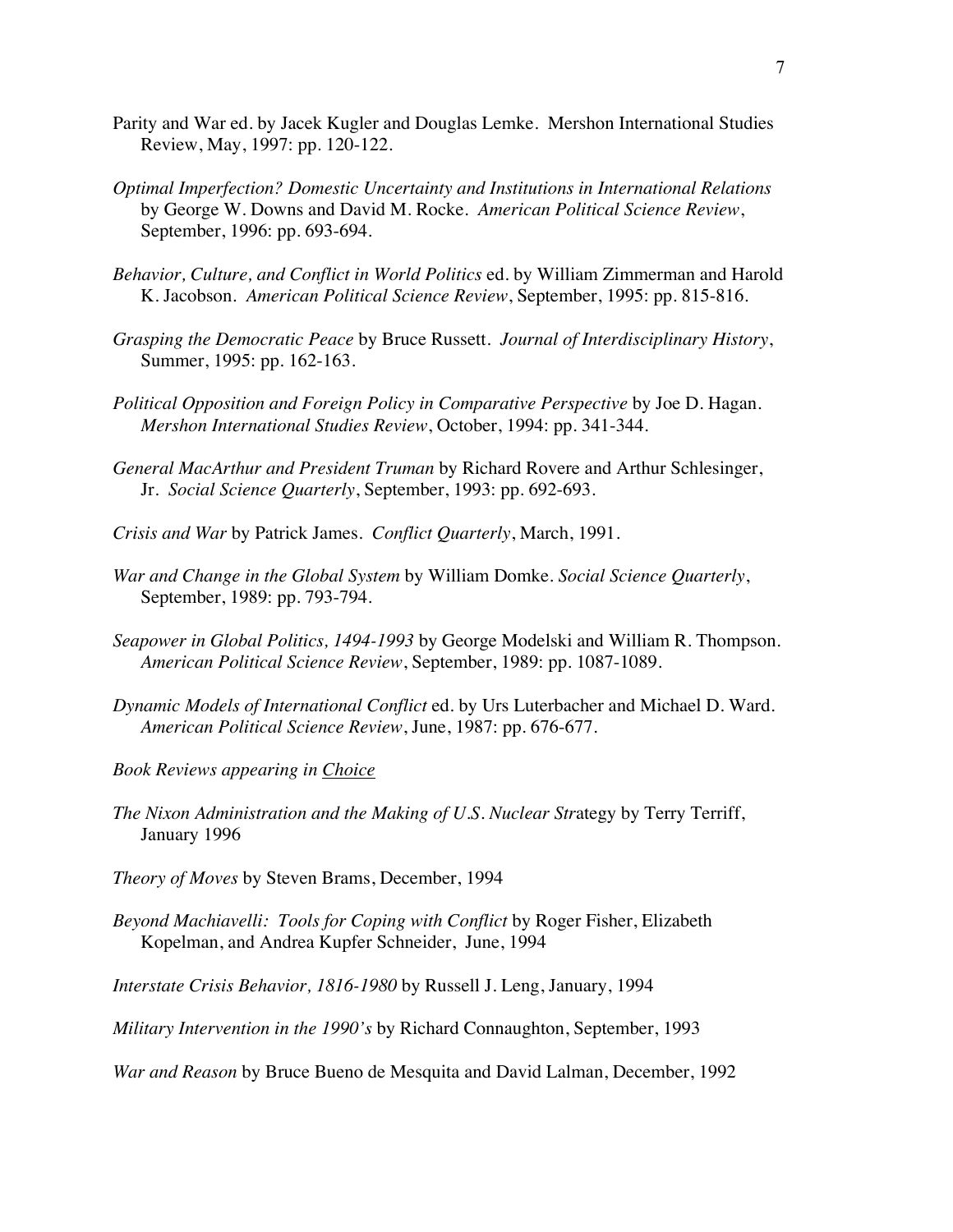Parity and War ed. by Jacek Kugler and Douglas Lemke. Mershon International Studies Review, May, 1997: pp. 120-122.

*Optimal Imperfection? Domestic Uncertainty and Institutions in International Relations* by George W. Downs and David M. Rocke. *American Political Science Review*, September, 1996: pp. 693-694.

*Behavior, Culture, and Conflict in World Politics* ed. by William Zimmerman and Harold K. Jacobson. *American Political Science Review*, September, 1995: pp. 815-816.

*Grasping the Democratic Peace* by Bruce Russett. *Journal of Interdisciplinary History*, Summer, 1995: pp. 162-163.

*Political Opposition and Foreign Policy in Comparative Perspective* by Joe D. Hagan. *Mershon International Studies Review*, October, 1994: pp. 341-344.

*General MacArthur and President Truman* by Richard Rovere and Arthur Schlesinger, Jr. *Social Science Quarterly*, September, 1993: pp. 692-693.

*Crisis and War* by Patrick James. *Conflict Quarterly*, March, 1991.

*War and Change in the Global System* by William Domke. *Social Science Quarterly*, September, 1989: pp. 793-794.

*Seapower in Global Politics, 1494-1993* by George Modelski and William R. Thompson. *American Political Science Review*, September, 1989: pp. 1087-1089.

*Dynamic Models of International Conflict* ed. by Urs Luterbacher and Michael D. Ward. *American Political Science Review*, June, 1987: pp. 676-677.

*Book Reviews appearing in Choice*

*The Nixon Administration and the Making of U.S. Nuclear Str*ategy by Terry Terriff, January 1996

*Theory of Moves* by Steven Brams, December, 1994

*Beyond Machiavelli: Tools for Coping with Conflict* by Roger Fisher, Elizabeth Kopelman, and Andrea Kupfer Schneider, June, 1994

*Interstate Crisis Behavior, 1816-1980* by Russell J. Leng, January, 1994

*Military Intervention in the 1990's* by Richard Connaughton, September, 1993

*War and Reason* by Bruce Bueno de Mesquita and David Lalman, December, 1992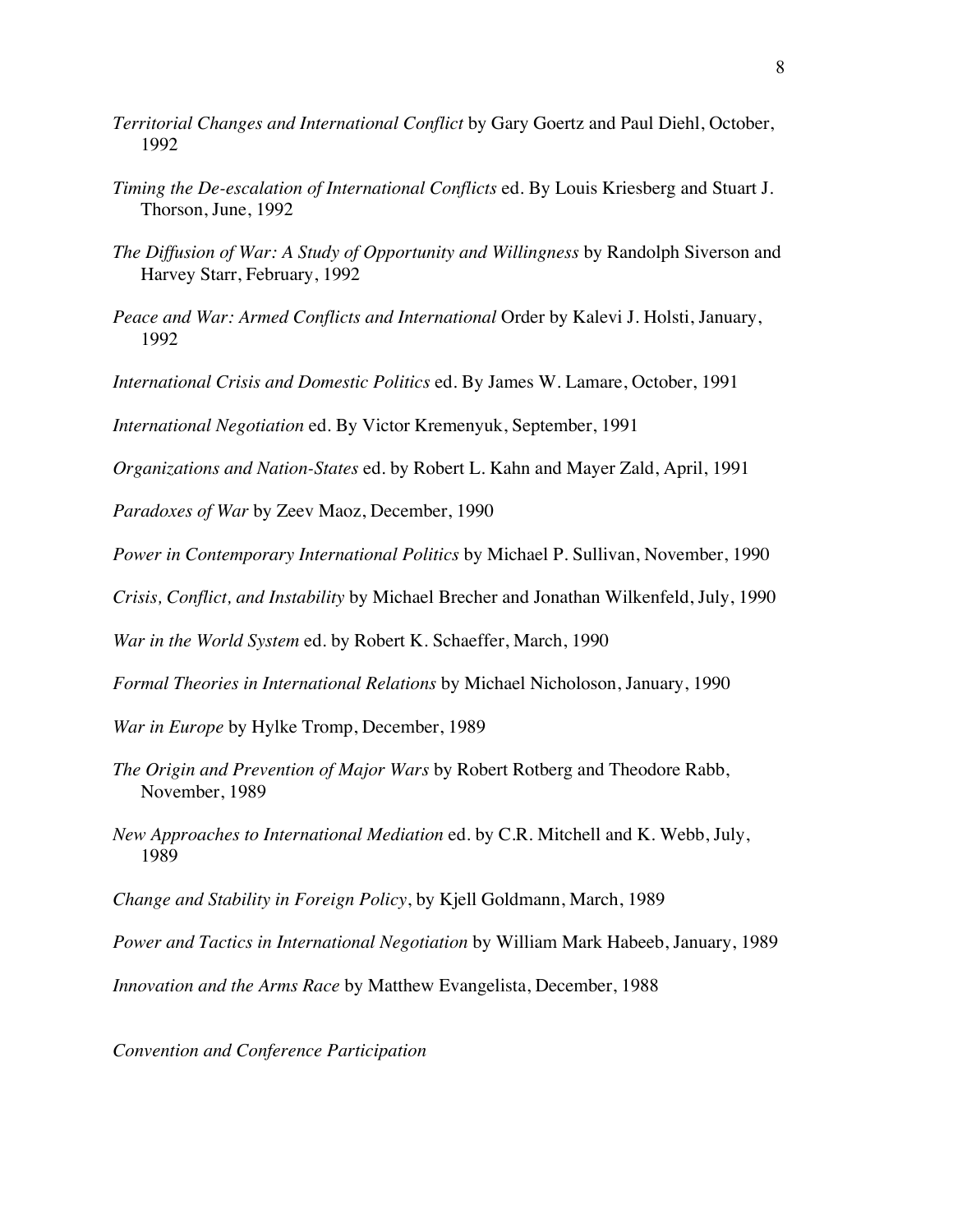*Territorial Changes and International Conflict* by Gary Goertz and Paul Diehl, October, 1992

*Timing the De-escalation of International Conflicts* ed. By Louis Kriesberg and Stuart J. Thorson, June, 1992

*The Diffusion of War: A Study of Opportunity and Willingness* by Randolph Siverson and Harvey Starr, February, 1992

*Peace and War: Armed Conflicts and International* Order by Kalevi J. Holsti, January, 1992

*International Crisis and Domestic Politics* ed. By James W. Lamare, October, 1991

*International Negotiation* ed. By Victor Kremenyuk, September, 1991

*Organizations and Nation-States* ed. by Robert L. Kahn and Mayer Zald, April, 1991

*Paradoxes of War* by Zeev Maoz, December, 1990

*Power in Contemporary International Politics* by Michael P. Sullivan, November, 1990

*Crisis, Conflict, and Instability* by Michael Brecher and Jonathan Wilkenfeld, July, 1990

*War in the World System* ed. by Robert K. Schaeffer, March, 1990

*Formal Theories in International Relations* by Michael Nicholoson, January, 1990

*War in Europe* by Hylke Tromp, December, 1989

*The Origin and Prevention of Major Wars* by Robert Rotberg and Theodore Rabb, November, 1989

*New Approaches to International Mediation* ed. by C.R. Mitchell and K. Webb, July, 1989

*Change and Stability in Foreign Policy*, by Kjell Goldmann, March, 1989

*Power and Tactics in International Negotiation* by William Mark Habeeb, January, 1989

*Innovation and the Arms Race* by Matthew Evangelista, December, 1988

*Convention and Conference Participation*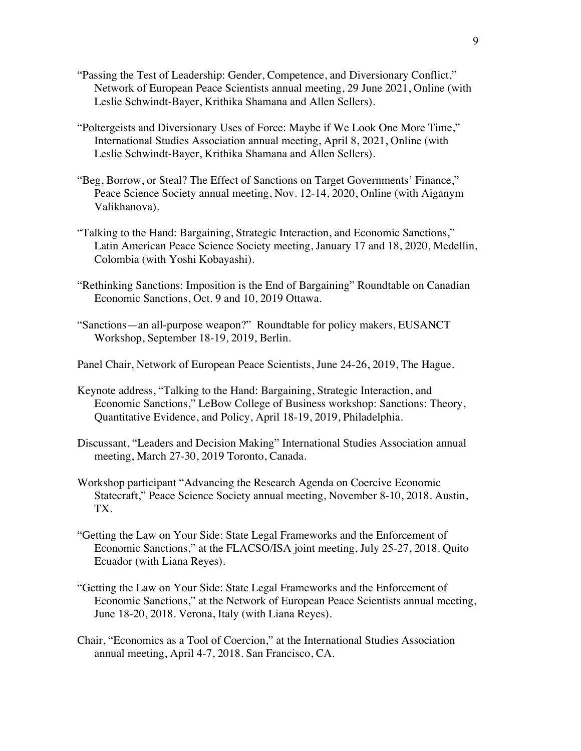"Passing the Test of Leadership: Gender, Competence, and Diversionary Conflict," Network of European Peace Scientists annual meeting, 29 June 2021, Online (with Leslie Schwindt-Bayer, Krithika Shamana and Allen Sellers).

"Poltergeists and Diversionary Uses of Force: Maybe if We Look One More Time," International Studies Association annual meeting, April 8, 2021, Online (with Leslie Schwindt-Bayer, Krithika Shamana and Allen Sellers).

"Beg, Borrow, or Steal? The Effect of Sanctions on Target Governments' Finance," Peace Science Society annual meeting, Nov. 12-14, 2020, Online (with Aiganym Valikhanova).

"Talking to the Hand: Bargaining, Strategic Interaction, and Economic Sanctions," Latin American Peace Science Society meeting, January 17 and 18, 2020, Medellin, Colombia (with Yoshi Kobayashi).

"Rethinking Sanctions: Imposition is the End of Bargaining" Roundtable on Canadian Economic Sanctions, Oct. 9 and 10, 2019 Ottawa.

"Sanctions—an all-purpose weapon?" Roundtable for policy makers, EUSANCT Workshop, September 18-19, 2019, Berlin.

Panel Chair, Network of European Peace Scientists, June 24-26, 2019, The Hague.

Keynote address, "Talking to the Hand: Bargaining, Strategic Interaction, and Economic Sanctions," LeBow College of Business workshop: Sanctions: Theory, Quantitative Evidence, and Policy, April 18-19, 2019, Philadelphia.

Discussant, "Leaders and Decision Making" International Studies Association annual meeting, March 27-30, 2019 Toronto, Canada.

Workshop participant "Advancing the Research Agenda on Coercive Economic Statecraft," Peace Science Society annual meeting, November 8-10, 2018. Austin, TX.

"Getting the Law on Your Side: State Legal Frameworks and the Enforcement of Economic Sanctions," at the FLACSO/ISA joint meeting, July 25-27, 2018. Quito Ecuador (with Liana Reyes).

"Getting the Law on Your Side: State Legal Frameworks and the Enforcement of Economic Sanctions," at the Network of European Peace Scientists annual meeting, June 18-20, 2018. Verona, Italy (with Liana Reyes).

Chair, "Economics as a Tool of Coercion," at the International Studies Association annual meeting, April 4-7, 2018. San Francisco, CA.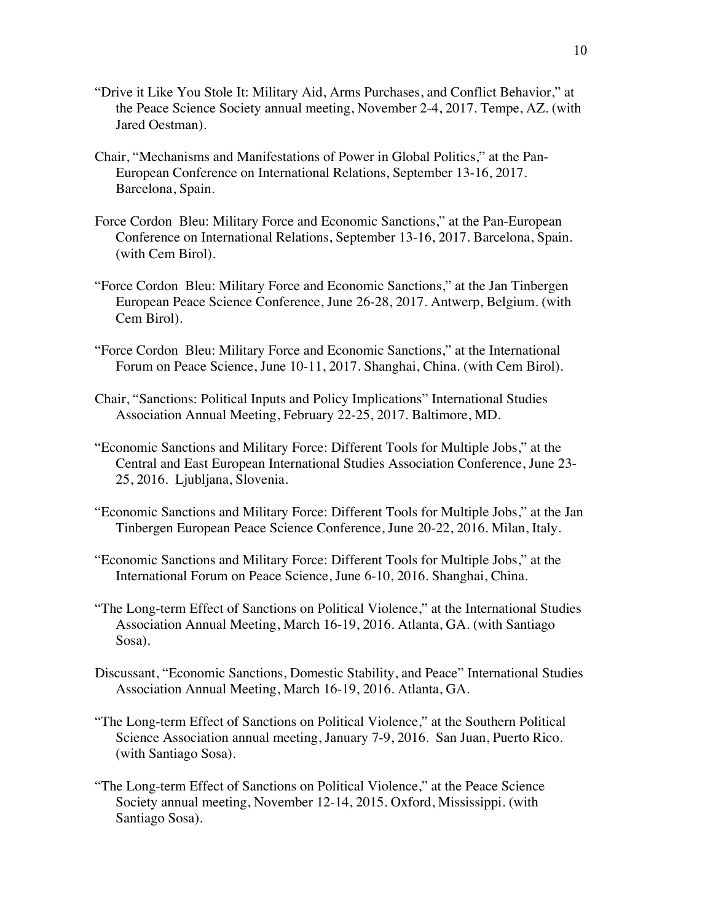"Drive it Like You Stole It: Military Aid, Arms Purchases, and Conflict Behavior," at the Peace Science Society annual meeting, November 2-4, 2017. Tempe, AZ. (with Jared Oestman).

Chair, "Mechanisms and Manifestations of Power in Global Politics," at the Pan-European Conference on International Relations, September 13-16, 2017. Barcelona, Spain.

Force Cordon Bleu: Military Force and Economic Sanctions," at the Pan-European Conference on International Relations, September 13-16, 2017. Barcelona, Spain. (with Cem Birol).

"Force Cordon Bleu: Military Force and Economic Sanctions," at the Jan Tinbergen European Peace Science Conference, June 26-28, 2017. Antwerp, Belgium. (with Cem Birol).

"Force Cordon Bleu: Military Force and Economic Sanctions," at the International Forum on Peace Science, June 10-11, 2017. Shanghai, China. (with Cem Birol).

Chair, "Sanctions: Political Inputs and Policy Implications" International Studies Association Annual Meeting, February 22-25, 2017. Baltimore, MD.

"Economic Sanctions and Military Force: Different Tools for Multiple Jobs," at the Central and East European International Studies Association Conference, June 23-25, 2016. Ljubljana, Slovenia.

"Economic Sanctions and Military Force: Different Tools for Multiple Jobs," at the Jan Tinbergen European Peace Science Conference, June 20-22, 2016. Milan, Italy.

"Economic Sanctions and Military Force: Different Tools for Multiple Jobs," at the International Forum on Peace Science, June 6-10, 2016. Shanghai, China.

"The Long-term Effect of Sanctions on Political Violence," at the International Studies Association Annual Meeting, March 16-19, 2016. Atlanta, GA. (with Santiago Sosa).

Discussant, "Economic Sanctions, Domestic Stability, and Peace" International Studies Association Annual Meeting, March 16-19, 2016. Atlanta, GA.

"The Long-term Effect of Sanctions on Political Violence," at the Southern Political Science Association annual meeting, January 7-9, 2016. San Juan, Puerto Rico. (with Santiago Sosa).

"The Long-term Effect of Sanctions on Political Violence," at the Peace Science Society annual meeting, November 12-14, 2015. Oxford, Mississippi. (with Santiago Sosa).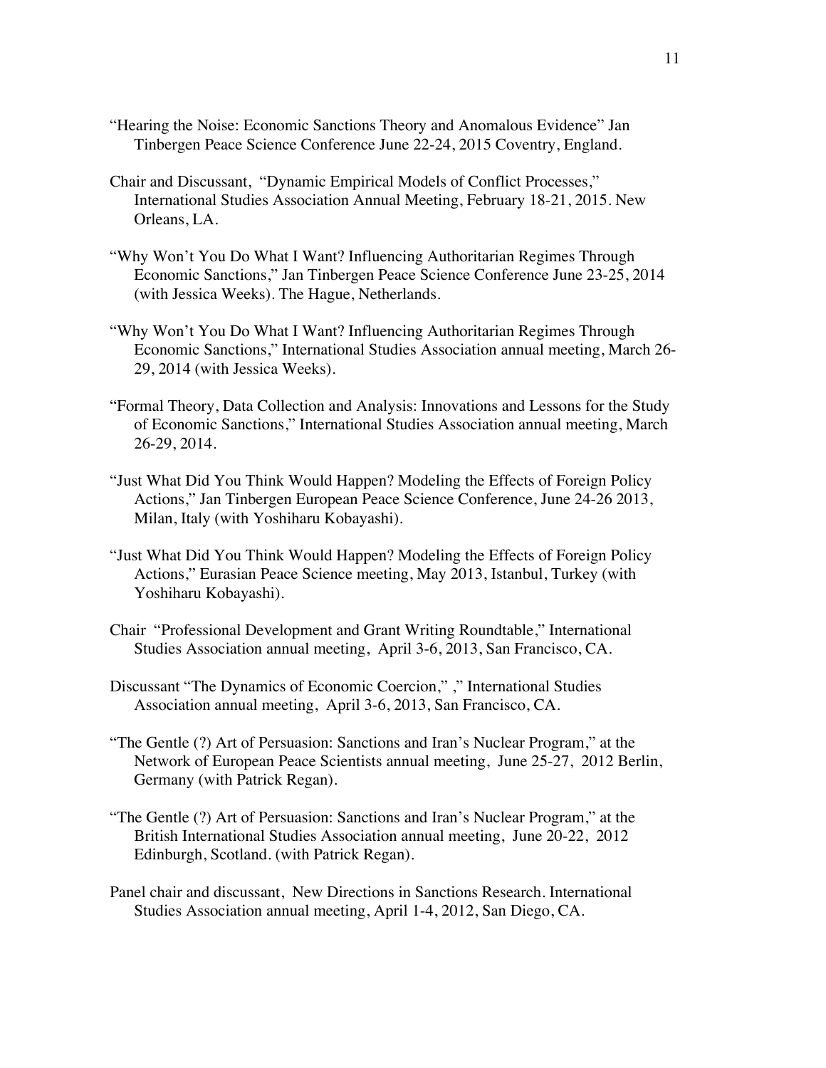"Hearing the Noise: Economic Sanctions Theory and Anomalous Evidence" Jan Tinbergen Peace Science Conference June 22-24, 2015 Coventry, England.

Chair and Discussant, "Dynamic Empirical Models of Conflict Processes," International Studies Association Annual Meeting, February 18-21, 2015. New Orleans, LA.

"Why Won't You Do What I Want? Influencing Authoritarian Regimes Through Economic Sanctions," Jan Tinbergen Peace Science Conference June 23-25, 2014 (with Jessica Weeks). The Hague, Netherlands.

"Why Won't You Do What I Want? Influencing Authoritarian Regimes Through Economic Sanctions," International Studies Association annual meeting, March 26-29, 2014 (with Jessica Weeks).

"Formal Theory, Data Collection and Analysis: Innovations and Lessons for the Study of Economic Sanctions," International Studies Association annual meeting, March 26-29, 2014.

"Just What Did You Think Would Happen? Modeling the Effects of Foreign Policy Actions," Jan Tinbergen European Peace Science Conference, June 24-26 2013, Milan, Italy (with Yoshiharu Kobayashi).

"Just What Did You Think Would Happen? Modeling the Effects of Foreign Policy Actions," Eurasian Peace Science meeting, May 2013, Istanbul, Turkey (with Yoshiharu Kobayashi).

Chair "Professional Development and Grant Writing Roundtable," International Studies Association annual meeting, April 3-6, 2013, San Francisco, CA.

Discussant "The Dynamics of Economic Coercion," ," International Studies Association annual meeting, April 3-6, 2013, San Francisco, CA.

"The Gentle (?) Art of Persuasion: Sanctions and Iran's Nuclear Program," at the Network of European Peace Scientists annual meeting, June 25-27, 2012 Berlin, Germany (with Patrick Regan).

"The Gentle (?) Art of Persuasion: Sanctions and Iran's Nuclear Program," at the British International Studies Association annual meeting, June 20-22, 2012 Edinburgh, Scotland. (with Patrick Regan).

Panel chair and discussant, New Directions in Sanctions Research. International Studies Association annual meeting, April 1-4, 2012, San Diego, CA.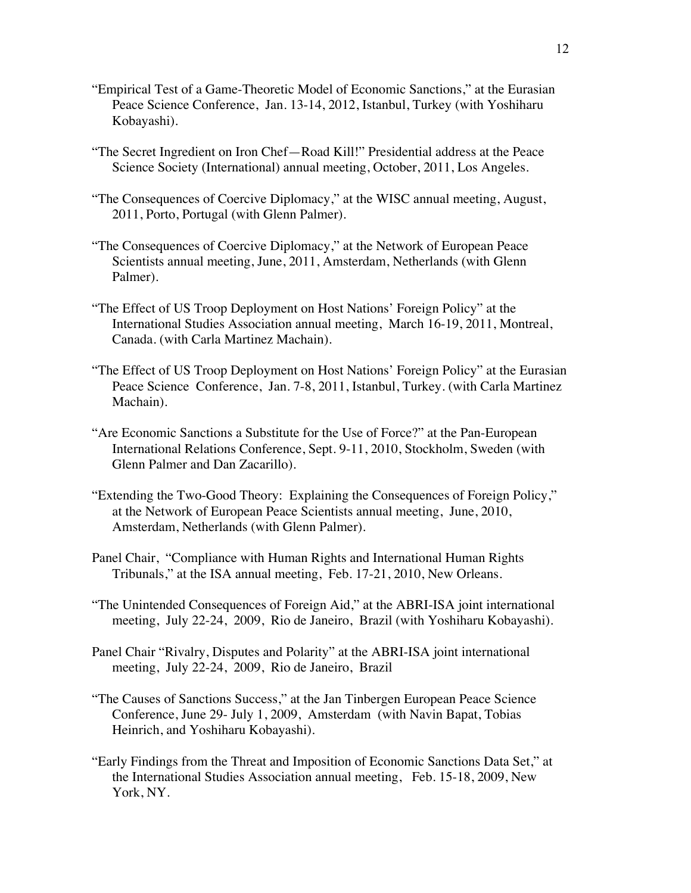"Empirical Test of a Game-Theoretic Model of Economic Sanctions," at the Eurasian Peace Science Conference, Jan. 13-14, 2012, Istanbul, Turkey (with Yoshiharu Kobayashi).

"The Secret Ingredient on Iron Chef—Road Kill!" Presidential address at the Peace Science Society (International) annual meeting, October, 2011, Los Angeles.

"The Consequences of Coercive Diplomacy," at the WISC annual meeting, August, 2011, Porto, Portugal (with Glenn Palmer).

"The Consequences of Coercive Diplomacy," at the Network of European Peace Scientists annual meeting, June, 2011, Amsterdam, Netherlands (with Glenn Palmer).

"The Effect of US Troop Deployment on Host Nations' Foreign Policy" at the International Studies Association annual meeting, March 16-19, 2011, Montreal, Canada. (with Carla Martinez Machain).

"The Effect of US Troop Deployment on Host Nations' Foreign Policy" at the Eurasian Peace Science Conference, Jan. 7-8, 2011, Istanbul, Turkey. (with Carla Martinez Machain).

"Are Economic Sanctions a Substitute for the Use of Force?" at the Pan-European International Relations Conference, Sept. 9-11, 2010, Stockholm, Sweden (with Glenn Palmer and Dan Zacarillo).

"Extending the Two-Good Theory: Explaining the Consequences of Foreign Policy," at the Network of European Peace Scientists annual meeting, June, 2010, Amsterdam, Netherlands (with Glenn Palmer).

Panel Chair, "Compliance with Human Rights and International Human Rights Tribunals," at the ISA annual meeting, Feb. 17-21, 2010, New Orleans.

"The Unintended Consequences of Foreign Aid," at the ABRI-ISA joint international meeting, July 22-24, 2009, Rio de Janeiro, Brazil (with Yoshiharu Kobayashi).

Panel Chair "Rivalry, Disputes and Polarity" at the ABRI-ISA joint international meeting, July 22-24, 2009, Rio de Janeiro, Brazil

"The Causes of Sanctions Success," at the Jan Tinbergen European Peace Science Conference, June 29- July 1, 2009, Amsterdam (with Navin Bapat, Tobias Heinrich, and Yoshiharu Kobayashi).

"Early Findings from the Threat and Imposition of Economic Sanctions Data Set," at the International Studies Association annual meeting, Feb. 15-18, 2009, New York, NY.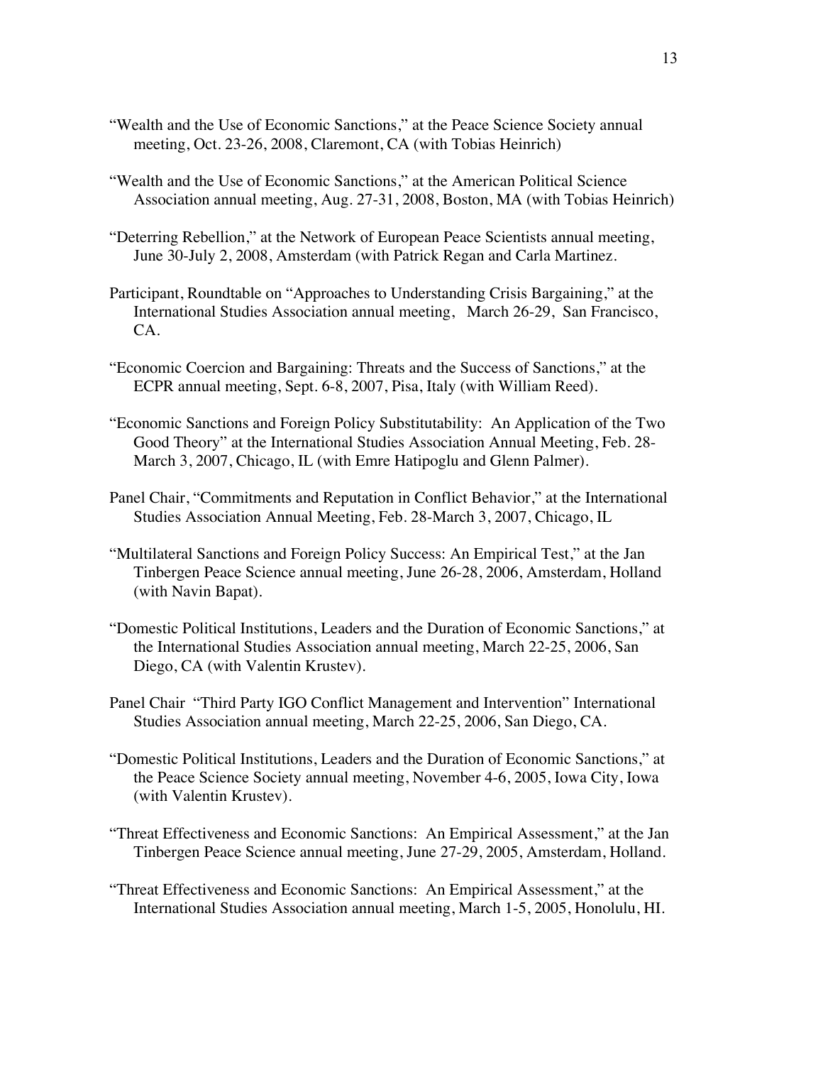"Wealth and the Use of Economic Sanctions," at the Peace Science Society annual meeting, Oct. 23-26, 2008, Claremont, CA (with Tobias Heinrich)

"Wealth and the Use of Economic Sanctions," at the American Political Science Association annual meeting, Aug. 27-31, 2008, Boston, MA (with Tobias Heinrich)

"Deterring Rebellion," at the Network of European Peace Scientists annual meeting, June 30-July 2, 2008, Amsterdam (with Patrick Regan and Carla Martinez.

Participant, Roundtable on "Approaches to Understanding Crisis Bargaining," at the International Studies Association annual meeting, March 26-29, San Francisco, CA.

"Economic Coercion and Bargaining: Threats and the Success of Sanctions," at the ECPR annual meeting, Sept. 6-8, 2007, Pisa, Italy (with William Reed).

"Economic Sanctions and Foreign Policy Substitutability: An Application of the Two Good Theory" at the International Studies Association Annual Meeting, Feb. 28-March 3, 2007, Chicago, IL (with Emre Hatipoglu and Glenn Palmer).

Panel Chair, "Commitments and Reputation in Conflict Behavior," at the International Studies Association Annual Meeting, Feb. 28-March 3, 2007, Chicago, IL

"Multilateral Sanctions and Foreign Policy Success: An Empirical Test," at the Jan Tinbergen Peace Science annual meeting, June 26-28, 2006, Amsterdam, Holland (with Navin Bapat).

"Domestic Political Institutions, Leaders and the Duration of Economic Sanctions," at the International Studies Association annual meeting, March 22-25, 2006, San Diego, CA (with Valentin Krustev).

Panel Chair "Third Party IGO Conflict Management and Intervention" International Studies Association annual meeting, March 22-25, 2006, San Diego, CA.

"Domestic Political Institutions, Leaders and the Duration of Economic Sanctions," at the Peace Science Society annual meeting, November 4-6, 2005, Iowa City, Iowa (with Valentin Krustev).

"Threat Effectiveness and Economic Sanctions: An Empirical Assessment," at the Jan Tinbergen Peace Science annual meeting, June 27-29, 2005, Amsterdam, Holland.

"Threat Effectiveness and Economic Sanctions: An Empirical Assessment," at the International Studies Association annual meeting, March 1-5, 2005, Honolulu, HI.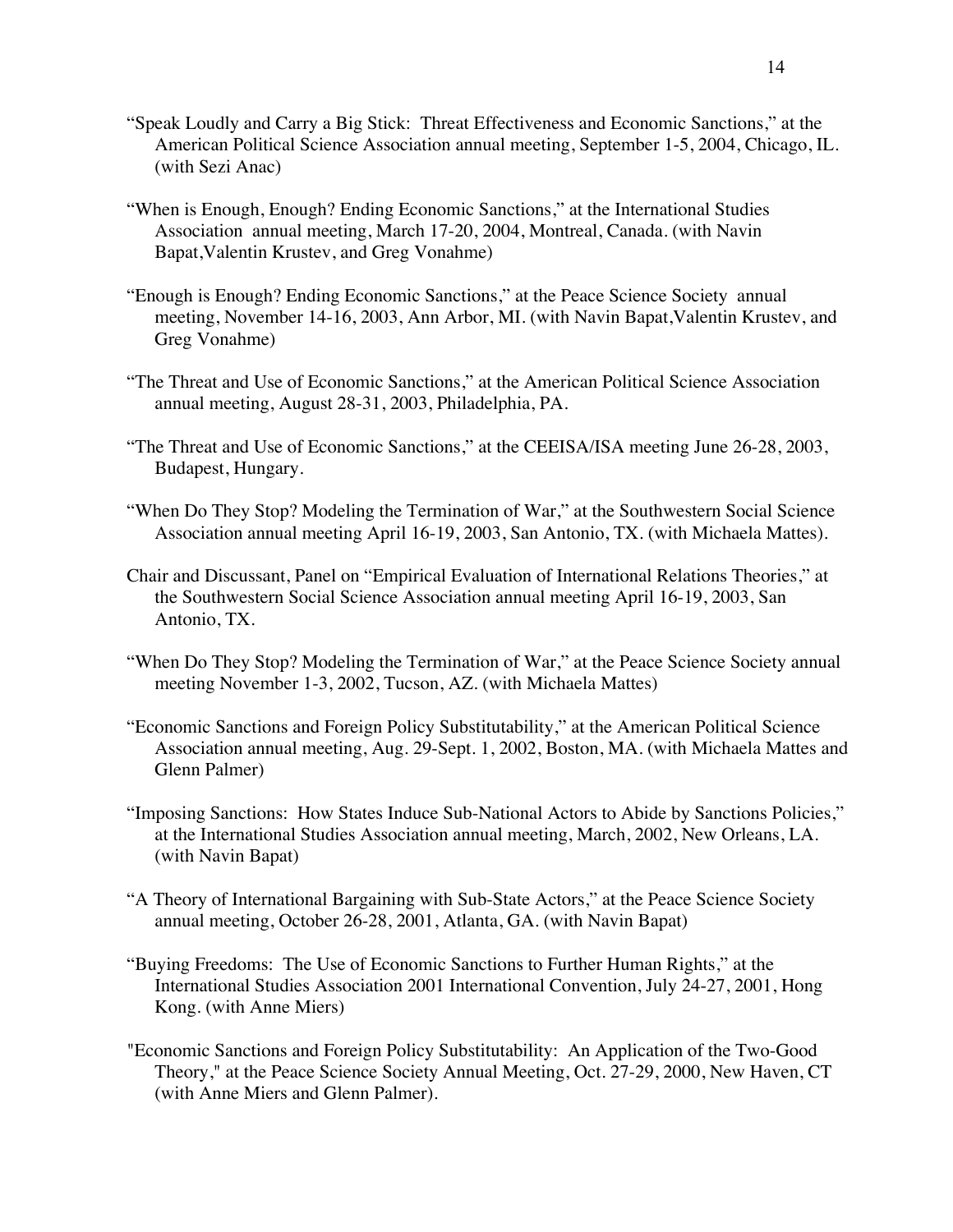"Speak Loudly and Carry a Big Stick: Threat Effectiveness and Economic Sanctions," at the American Political Science Association annual meeting, September 1-5, 2004, Chicago, IL. (with Sezi Anac)

"When is Enough, Enough? Ending Economic Sanctions," at the International Studies Association annual meeting, March 17-20, 2004, Montreal, Canada. (with Navin Bapat,Valentin Krustev, and Greg Vonahme)

"Enough is Enough? Ending Economic Sanctions," at the Peace Science Society annual meeting, November 14-16, 2003, Ann Arbor, MI. (with Navin Bapat,Valentin Krustev, and Greg Vonahme)

"The Threat and Use of Economic Sanctions," at the American Political Science Association annual meeting, August 28-31, 2003, Philadelphia, PA.

"The Threat and Use of Economic Sanctions," at the CEEISA/ISA meeting June 26-28, 2003, Budapest, Hungary.

"When Do They Stop? Modeling the Termination of War," at the Southwestern Social Science Association annual meeting April 16-19, 2003, San Antonio, TX. (with Michaela Mattes).

Chair and Discussant, Panel on "Empirical Evaluation of International Relations Theories," at the Southwestern Social Science Association annual meeting April 16-19, 2003, San Antonio, TX.

"When Do They Stop? Modeling the Termination of War," at the Peace Science Society annual meeting November 1-3, 2002, Tucson, AZ. (with Michaela Mattes)

"Economic Sanctions and Foreign Policy Substitutability," at the American Political Science Association annual meeting, Aug. 29-Sept. 1, 2002, Boston, MA. (with Michaela Mattes and Glenn Palmer)

"Imposing Sanctions: How States Induce Sub-National Actors to Abide by Sanctions Policies," at the International Studies Association annual meeting, March, 2002, New Orleans, LA. (with Navin Bapat)

"A Theory of International Bargaining with Sub-State Actors," at the Peace Science Society annual meeting, October 26-28, 2001, Atlanta, GA. (with Navin Bapat)

"Buying Freedoms: The Use of Economic Sanctions to Further Human Rights," at the International Studies Association 2001 International Convention, July 24-27, 2001, Hong Kong. (with Anne Miers)

"Economic Sanctions and Foreign Policy Substitutability: An Application of the Two-Good Theory," at the Peace Science Society Annual Meeting, Oct. 27-29, 2000, New Haven, CT (with Anne Miers and Glenn Palmer).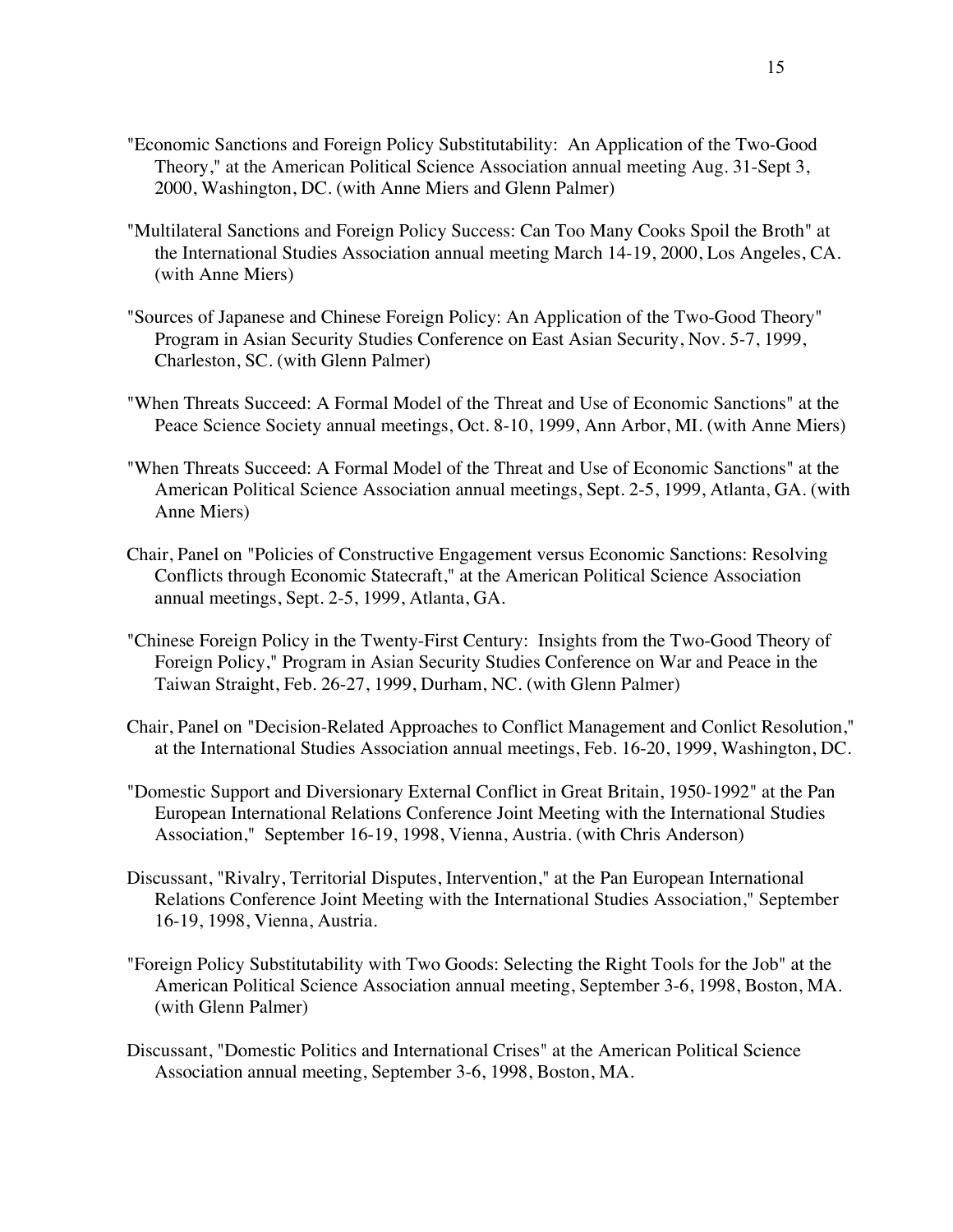"Economic Sanctions and Foreign Policy Substitutability: An Application of the Two-Good Theory," at the American Political Science Association annual meeting Aug. 31-Sept 3, 2000, Washington, DC. (with Anne Miers and Glenn Palmer)

"Multilateral Sanctions and Foreign Policy Success: Can Too Many Cooks Spoil the Broth" at the International Studies Association annual meeting March 14-19, 2000, Los Angeles, CA. (with Anne Miers)

"Sources of Japanese and Chinese Foreign Policy: An Application of the Two-Good Theory" Program in Asian Security Studies Conference on East Asian Security, Nov. 5-7, 1999, Charleston, SC. (with Glenn Palmer)

"When Threats Succeed: A Formal Model of the Threat and Use of Economic Sanctions" at the Peace Science Society annual meetings, Oct. 8-10, 1999, Ann Arbor, MI. (with Anne Miers)

"When Threats Succeed: A Formal Model of the Threat and Use of Economic Sanctions" at the American Political Science Association annual meetings, Sept. 2-5, 1999, Atlanta, GA. (with Anne Miers)

Chair, Panel on "Policies of Constructive Engagement versus Economic Sanctions: Resolving Conflicts through Economic Statecraft," at the American Political Science Association annual meetings, Sept. 2-5, 1999, Atlanta, GA.

"Chinese Foreign Policy in the Twenty-First Century: Insights from the Two-Good Theory of Foreign Policy," Program in Asian Security Studies Conference on War and Peace in the Taiwan Straight, Feb. 26-27, 1999, Durham, NC. (with Glenn Palmer)

Chair, Panel on "Decision-Related Approaches to Conflict Management and Conlict Resolution," at the International Studies Association annual meetings, Feb. 16-20, 1999, Washington, DC.

"Domestic Support and Diversionary External Conflict in Great Britain, 1950-1992" at the Pan European International Relations Conference Joint Meeting with the International Studies Association," September 16-19, 1998, Vienna, Austria. (with Chris Anderson)

Discussant, "Rivalry, Territorial Disputes, Intervention," at the Pan European International Relations Conference Joint Meeting with the International Studies Association," September 16-19, 1998, Vienna, Austria.

"Foreign Policy Substitutability with Two Goods: Selecting the Right Tools for the Job" at the American Political Science Association annual meeting, September 3-6, 1998, Boston, MA. (with Glenn Palmer)

Discussant, "Domestic Politics and International Crises" at the American Political Science Association annual meeting, September 3-6, 1998, Boston, MA.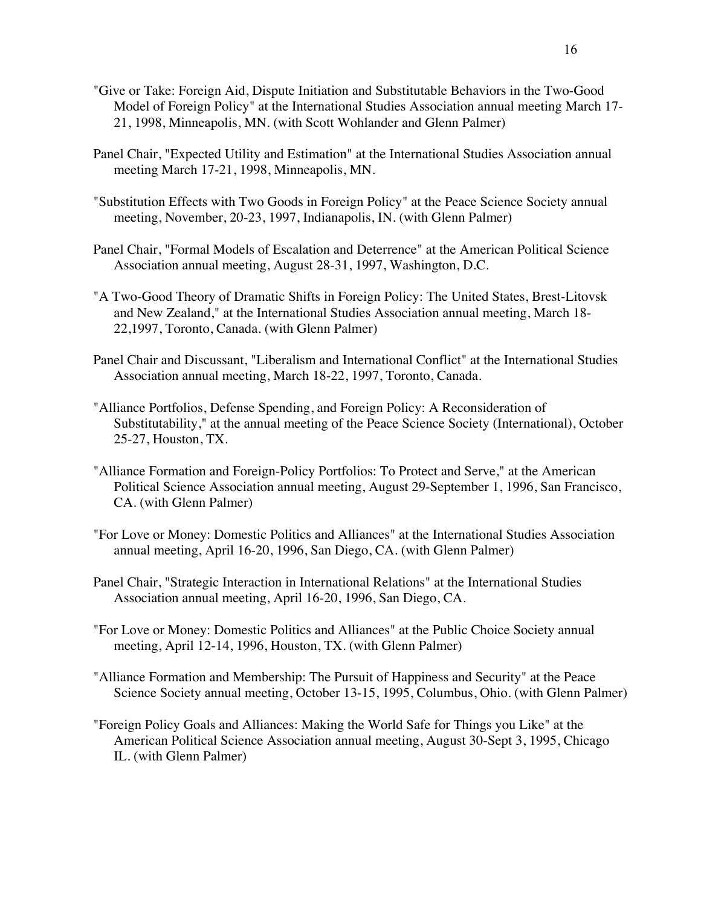"Give or Take: Foreign Aid, Dispute Initiation and Substitutable Behaviors in the Two-Good Model of Foreign Policy" at the International Studies Association annual meeting March 17-21, 1998, Minneapolis, MN. (with Scott Wohlander and Glenn Palmer)

Panel Chair, "Expected Utility and Estimation" at the International Studies Association annual meeting March 17-21, 1998, Minneapolis, MN.

"Substitution Effects with Two Goods in Foreign Policy" at the Peace Science Society annual meeting, November, 20-23, 1997, Indianapolis, IN. (with Glenn Palmer)

Panel Chair, "Formal Models of Escalation and Deterrence" at the American Political Science Association annual meeting, August 28-31, 1997, Washington, D.C.

"A Two-Good Theory of Dramatic Shifts in Foreign Policy: The United States, Brest-Litovsk and New Zealand," at the International Studies Association annual meeting, March 18-22,1997, Toronto, Canada. (with Glenn Palmer)

Panel Chair and Discussant, "Liberalism and International Conflict" at the International Studies Association annual meeting, March 18-22, 1997, Toronto, Canada.

"Alliance Portfolios, Defense Spending, and Foreign Policy: A Reconsideration of Substitutability," at the annual meeting of the Peace Science Society (International), October 25-27, Houston, TX.

"Alliance Formation and Foreign-Policy Portfolios: To Protect and Serve," at the American Political Science Association annual meeting, August 29-September 1, 1996, San Francisco, CA. (with Glenn Palmer)

"For Love or Money: Domestic Politics and Alliances" at the International Studies Association annual meeting, April 16-20, 1996, San Diego, CA. (with Glenn Palmer)

Panel Chair, "Strategic Interaction in International Relations" at the International Studies Association annual meeting, April 16-20, 1996, San Diego, CA.

"For Love or Money: Domestic Politics and Alliances" at the Public Choice Society annual meeting, April 12-14, 1996, Houston, TX. (with Glenn Palmer)

"Alliance Formation and Membership: The Pursuit of Happiness and Security" at the Peace Science Society annual meeting, October 13-15, 1995, Columbus, Ohio. (with Glenn Palmer)

"Foreign Policy Goals and Alliances: Making the World Safe for Things you Like" at the American Political Science Association annual meeting, August 30-Sept 3, 1995, Chicago IL. (with Glenn Palmer)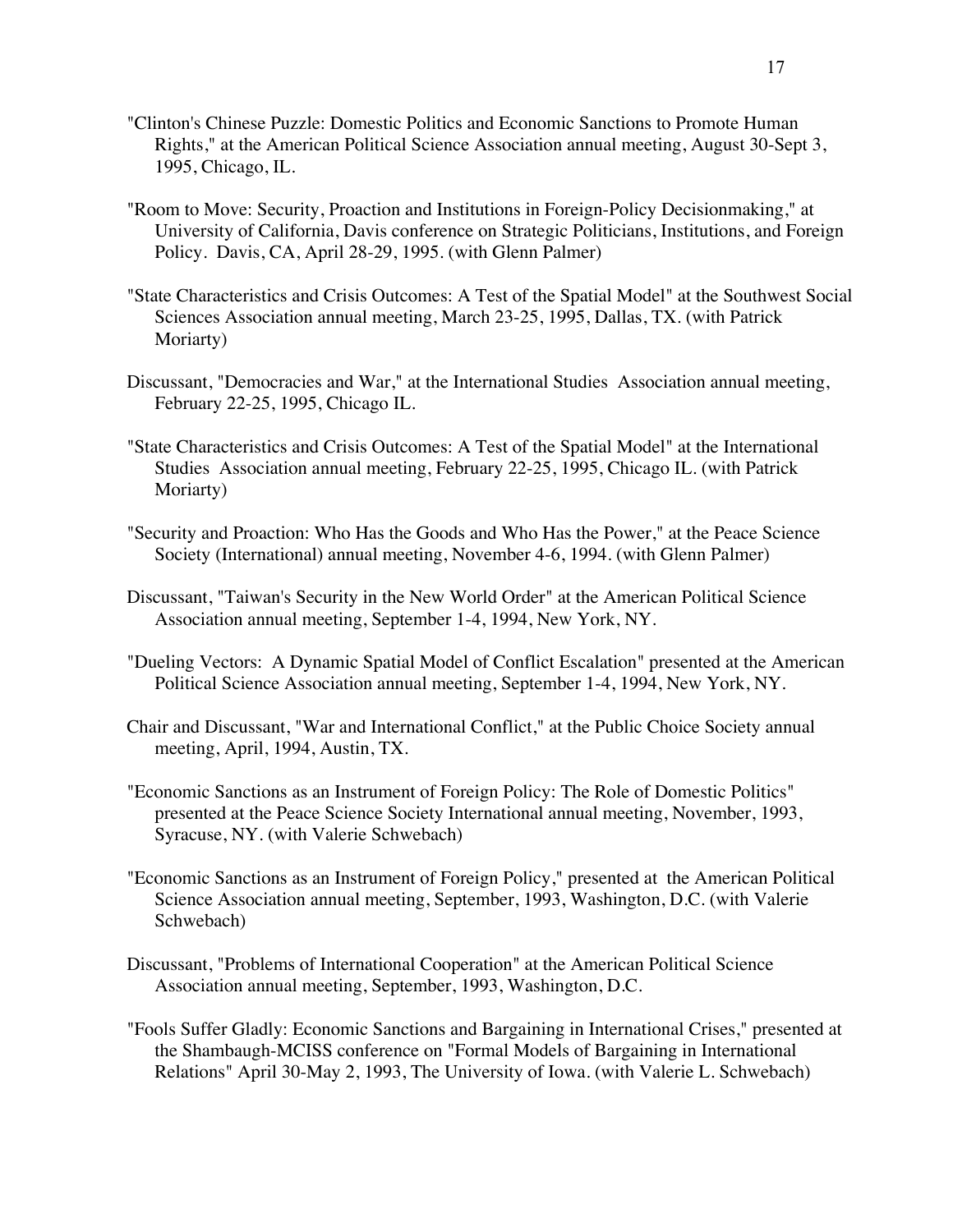"Clinton's Chinese Puzzle: Domestic Politics and Economic Sanctions to Promote Human Rights," at the American Political Science Association annual meeting, August 30-Sept 3, 1995, Chicago, IL.

"Room to Move: Security, Proaction and Institutions in Foreign-Policy Decisionmaking," at University of California, Davis conference on Strategic Politicians, Institutions, and Foreign Policy. Davis, CA, April 28-29, 1995. (with Glenn Palmer)

"State Characteristics and Crisis Outcomes: A Test of the Spatial Model" at the Southwest Social Sciences Association annual meeting, March 23-25, 1995, Dallas, TX. (with Patrick Moriarty)

Discussant, "Democracies and War," at the International Studies Association annual meeting, February 22-25, 1995, Chicago IL.

"State Characteristics and Crisis Outcomes: A Test of the Spatial Model" at the International Studies Association annual meeting, February 22-25, 1995, Chicago IL. (with Patrick Moriarty)

"Security and Proaction: Who Has the Goods and Who Has the Power," at the Peace Science Society (International) annual meeting, November 4-6, 1994. (with Glenn Palmer)

Discussant, "Taiwan's Security in the New World Order" at the American Political Science Association annual meeting, September 1-4, 1994, New York, NY.

"Dueling Vectors: A Dynamic Spatial Model of Conflict Escalation" presented at the American Political Science Association annual meeting, September 1-4, 1994, New York, NY.

Chair and Discussant, "War and International Conflict," at the Public Choice Society annual meeting, April, 1994, Austin, TX.

"Economic Sanctions as an Instrument of Foreign Policy: The Role of Domestic Politics" presented at the Peace Science Society International annual meeting, November, 1993, Syracuse, NY. (with Valerie Schwebach)

"Economic Sanctions as an Instrument of Foreign Policy," presented at the American Political Science Association annual meeting, September, 1993, Washington, D.C. (with Valerie Schwebach)

Discussant, "Problems of International Cooperation" at the American Political Science Association annual meeting, September, 1993, Washington, D.C.

"Fools Suffer Gladly: Economic Sanctions and Bargaining in International Crises," presented at the Shambaugh-MCISS conference on "Formal Models of Bargaining in International Relations" April 30-May 2, 1993, The University of Iowa. (with Valerie L. Schwebach)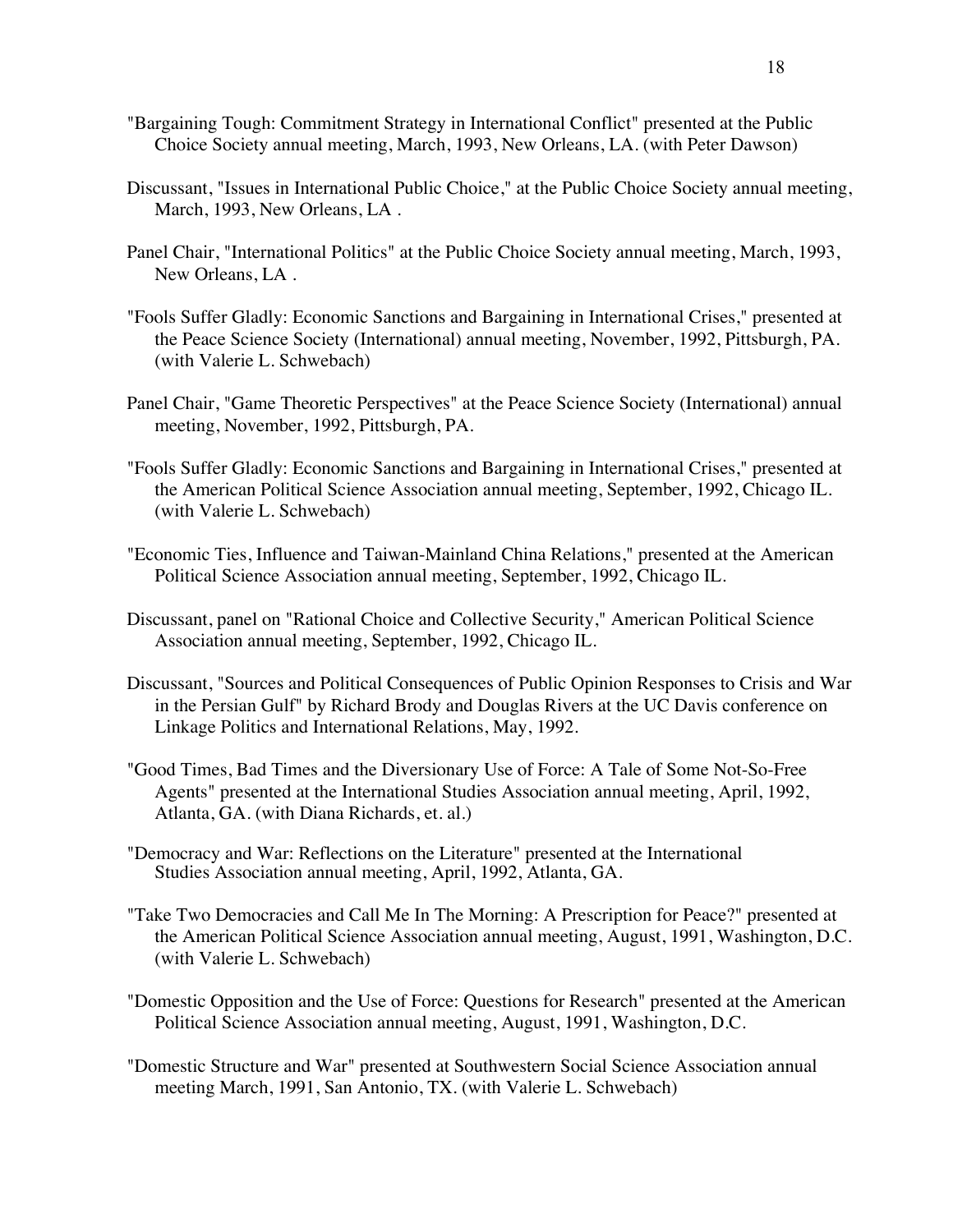"Bargaining Tough: Commitment Strategy in International Conflict" presented at the Public Choice Society annual meeting, March, 1993, New Orleans, LA. (with Peter Dawson)

Discussant, "Issues in International Public Choice," at the Public Choice Society annual meeting, March, 1993, New Orleans, LA .

Panel Chair, "International Politics" at the Public Choice Society annual meeting, March, 1993, New Orleans, LA .

"Fools Suffer Gladly: Economic Sanctions and Bargaining in International Crises," presented at the Peace Science Society (International) annual meeting, November, 1992, Pittsburgh, PA. (with Valerie L. Schwebach)

Panel Chair, "Game Theoretic Perspectives" at the Peace Science Society (International) annual meeting, November, 1992, Pittsburgh, PA.

"Fools Suffer Gladly: Economic Sanctions and Bargaining in International Crises," presented at the American Political Science Association annual meeting, September, 1992, Chicago IL. (with Valerie L. Schwebach)

"Economic Ties, Influence and Taiwan-Mainland China Relations," presented at the American Political Science Association annual meeting, September, 1992, Chicago IL.

Discussant, panel on "Rational Choice and Collective Security," American Political Science Association annual meeting, September, 1992, Chicago IL.

Discussant, "Sources and Political Consequences of Public Opinion Responses to Crisis and War in the Persian Gulf" by Richard Brody and Douglas Rivers at the UC Davis conference on Linkage Politics and International Relations, May, 1992.

"Good Times, Bad Times and the Diversionary Use of Force: A Tale of Some Not-So-Free Agents" presented at the International Studies Association annual meeting, April, 1992, Atlanta, GA. (with Diana Richards, et. al.)

"Democracy and War: Reflections on the Literature" presented at the International Studies Association annual meeting, April, 1992, Atlanta, GA.

"Take Two Democracies and Call Me In The Morning: A Prescription for Peace?" presented at the American Political Science Association annual meeting, August, 1991, Washington, D.C. (with Valerie L. Schwebach)

"Domestic Opposition and the Use of Force: Questions for Research" presented at the American Political Science Association annual meeting, August, 1991, Washington, D.C.

"Domestic Structure and War" presented at Southwestern Social Science Association annual meeting March, 1991, San Antonio, TX. (with Valerie L. Schwebach)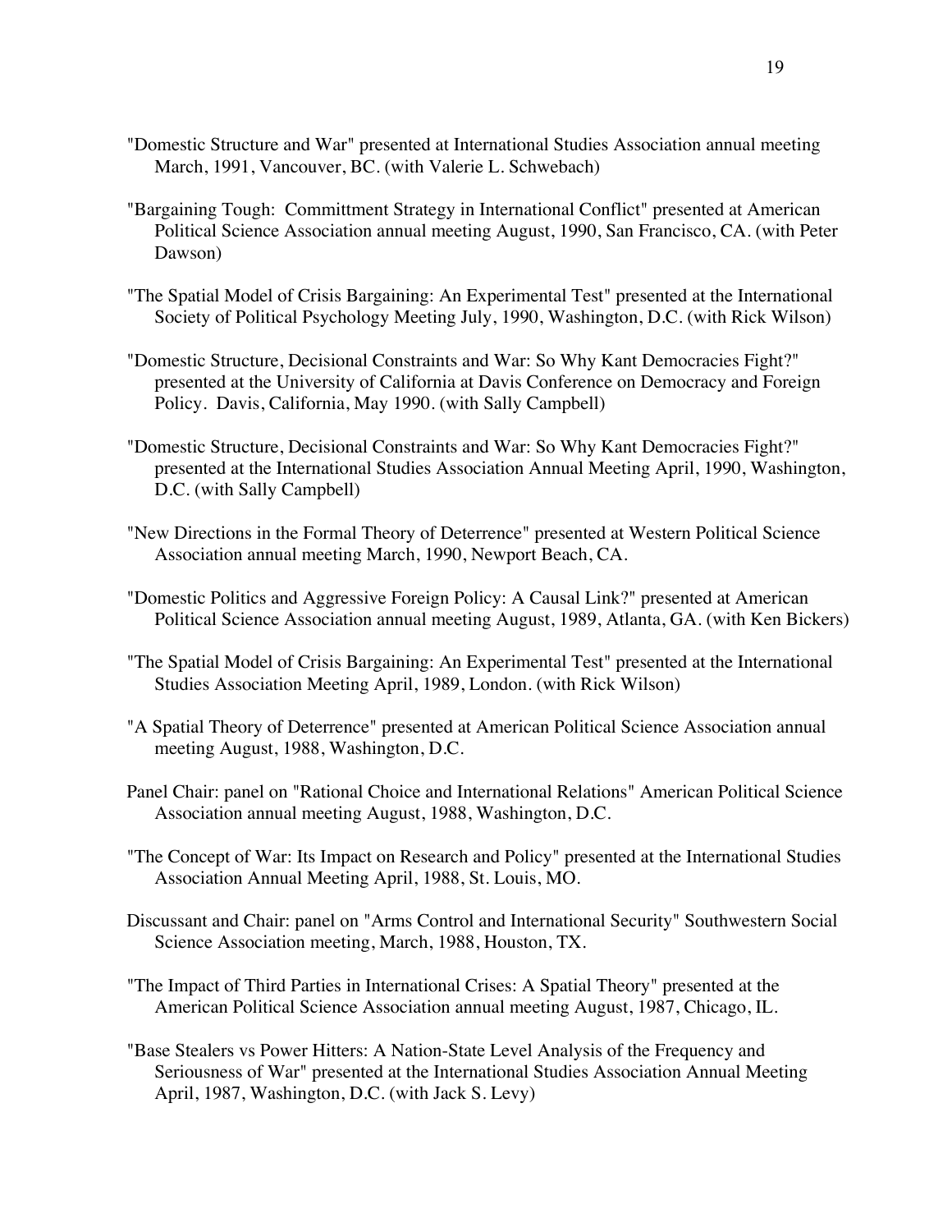"Domestic Structure and War" presented at International Studies Association annual meeting March, 1991, Vancouver, BC. (with Valerie L. Schwebach)

"Bargaining Tough: Committment Strategy in International Conflict" presented at American Political Science Association annual meeting August, 1990, San Francisco, CA. (with Peter Dawson)

"The Spatial Model of Crisis Bargaining: An Experimental Test" presented at the International Society of Political Psychology Meeting July, 1990, Washington, D.C. (with Rick Wilson)

"Domestic Structure, Decisional Constraints and War: So Why Kant Democracies Fight?" presented at the University of California at Davis Conference on Democracy and Foreign Policy. Davis, California, May 1990. (with Sally Campbell)

"Domestic Structure, Decisional Constraints and War: So Why Kant Democracies Fight?" presented at the International Studies Association Annual Meeting April, 1990, Washington, D.C. (with Sally Campbell)

"New Directions in the Formal Theory of Deterrence" presented at Western Political Science Association annual meeting March, 1990, Newport Beach, CA.

"Domestic Politics and Aggressive Foreign Policy: A Causal Link?" presented at American Political Science Association annual meeting August, 1989, Atlanta, GA. (with Ken Bickers)

"The Spatial Model of Crisis Bargaining: An Experimental Test" presented at the International Studies Association Meeting April, 1989, London. (with Rick Wilson)

"A Spatial Theory of Deterrence" presented at American Political Science Association annual meeting August, 1988, Washington, D.C.

Panel Chair: panel on "Rational Choice and International Relations" American Political Science Association annual meeting August, 1988, Washington, D.C.

"The Concept of War: Its Impact on Research and Policy" presented at the International Studies Association Annual Meeting April, 1988, St. Louis, MO.

Discussant and Chair: panel on "Arms Control and International Security" Southwestern Social Science Association meeting, March, 1988, Houston, TX.

"The Impact of Third Parties in International Crises: A Spatial Theory" presented at the American Political Science Association annual meeting August, 1987, Chicago, IL.

"Base Stealers vs Power Hitters: A Nation-State Level Analysis of the Frequency and Seriousness of War" presented at the International Studies Association Annual Meeting April, 1987, Washington, D.C. (with Jack S. Levy)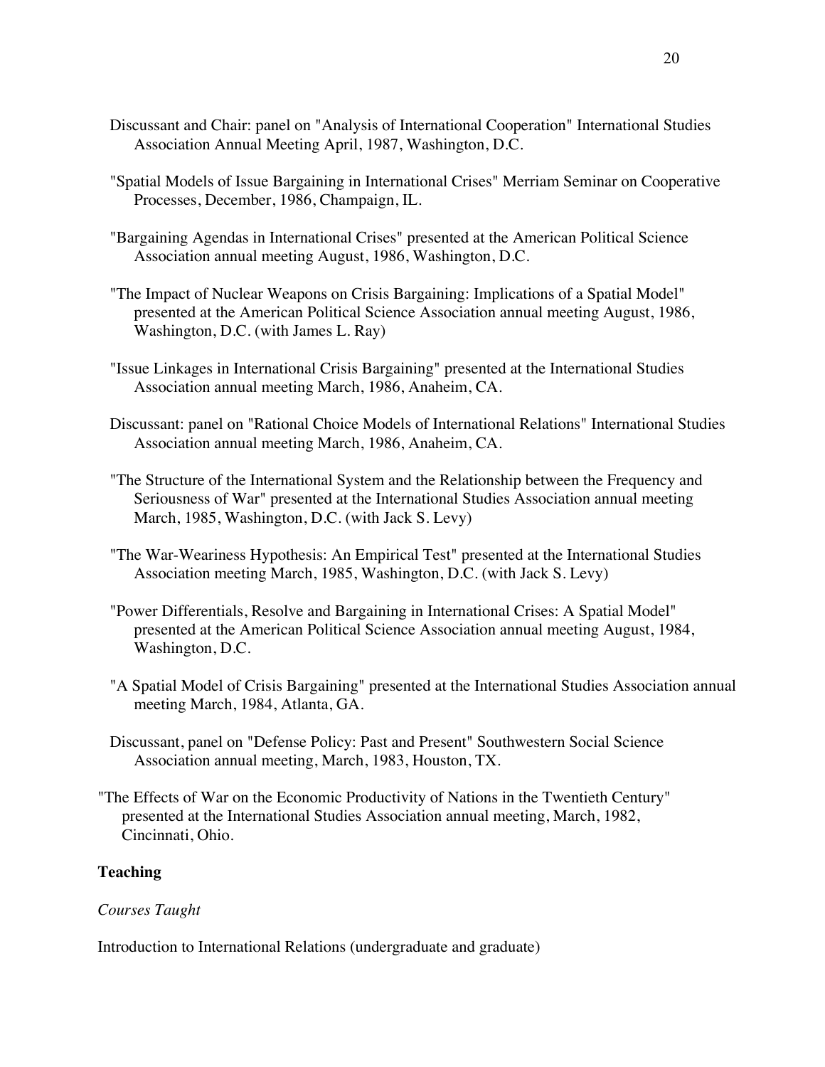Discussant and Chair: panel on "Analysis of International Cooperation" International Studies Association Annual Meeting April, 1987, Washington, D.C.

"Spatial Models of Issue Bargaining in International Crises" Merriam Seminar on Cooperative Processes, December, 1986, Champaign, IL.

"Bargaining Agendas in International Crises" presented at the American Political Science Association annual meeting August, 1986, Washington, D.C.

"The Impact of Nuclear Weapons on Crisis Bargaining: Implications of a Spatial Model" presented at the American Political Science Association annual meeting August, 1986, Washington, D.C. (with James L. Ray)

"Issue Linkages in International Crisis Bargaining" presented at the International Studies Association annual meeting March, 1986, Anaheim, CA.

Discussant: panel on "Rational Choice Models of International Relations" International Studies Association annual meeting March, 1986, Anaheim, CA.

"The Structure of the International System and the Relationship between the Frequency and Seriousness of War" presented at the International Studies Association annual meeting March, 1985, Washington, D.C. (with Jack S. Levy)

"The War-Weariness Hypothesis: An Empirical Test" presented at the International Studies Association meeting March, 1985, Washington, D.C. (with Jack S. Levy)

"Power Differentials, Resolve and Bargaining in International Crises: A Spatial Model" presented at the American Political Science Association annual meeting August, 1984, Washington, D.C.

"A Spatial Model of Crisis Bargaining" presented at the International Studies Association annual meeting March, 1984, Atlanta, GA.

Discussant, panel on "Defense Policy: Past and Present" Southwestern Social Science Association annual meeting, March, 1983, Houston, TX.

"The Effects of War on the Economic Productivity of Nations in the Twentieth Century" presented at the International Studies Association annual meeting, March, 1982, Cincinnati, Ohio.

**Teaching**

*Courses Taught*

Introduction to International Relations (undergraduate and graduate)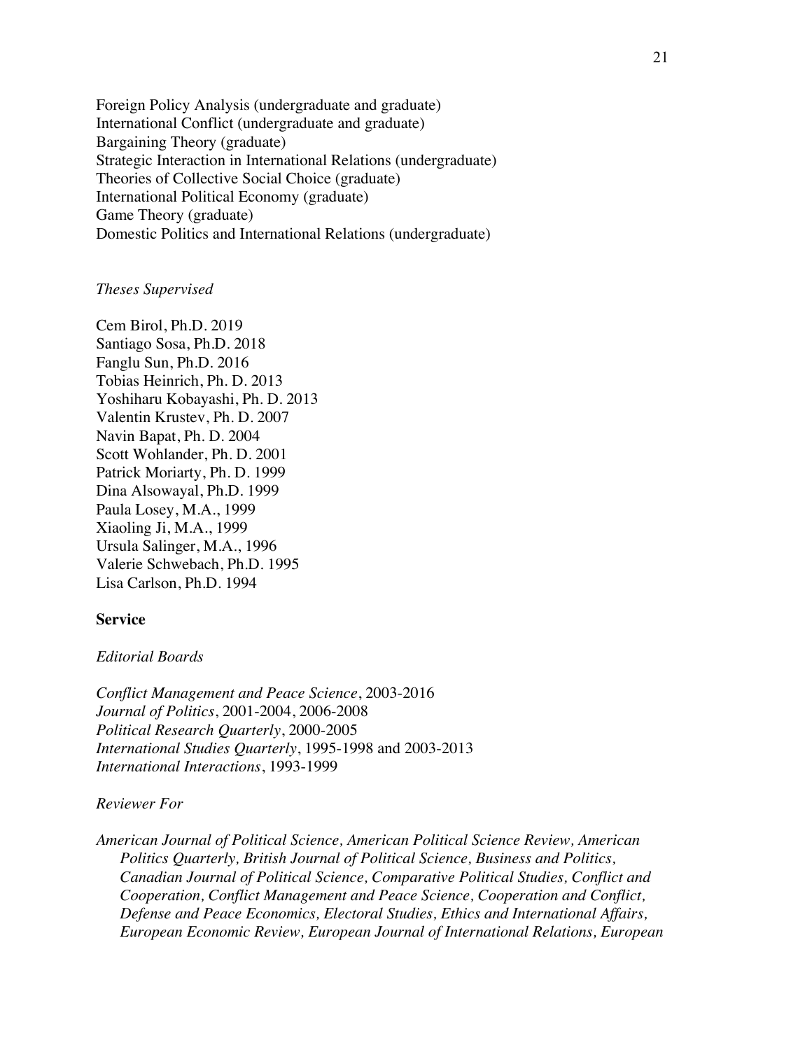Foreign Policy Analysis (undergraduate and graduate)
International Conflict (undergraduate and graduate)
Bargaining Theory (graduate)
Strategic Interaction in International Relations (undergraduate)
Theories of Collective Social Choice (graduate)
International Political Economy (graduate)
Game Theory (graduate)
Domestic Politics and International Relations (undergraduate)

*Theses Supervised*

Cem Birol, Ph.D. 2019
Santiago Sosa, Ph.D. 2018
Fanglu Sun, Ph.D. 2016
Tobias Heinrich, Ph. D. 2013
Yoshiharu Kobayashi, Ph. D. 2013
Valentin Krustev, Ph. D. 2007
Navin Bapat, Ph. D. 2004
Scott Wohlander, Ph. D. 2001
Patrick Moriarty, Ph. D. 1999
Dina Alsowayal, Ph.D. 1999
Paula Losey, M.A., 1999
Xiaoling Ji, M.A., 1999
Ursula Salinger, M.A., 1996
Valerie Schwebach, Ph.D. 1995
Lisa Carlson, Ph.D. 1994

**Service**

*Editorial Boards*

*Conflict Management and Peace Science*, 2003-2016
*Journal of Politics*, 2001-2004, 2006-2008
*Political Research Quarterly*, 2000-2005
*International Studies Quarterly*, 1995-1998 and 2003-2013
*International Interactions*, 1993-1999

*Reviewer For*

*American Journal of Political Science, American Political Science Review, American Politics Quarterly, British Journal of Political Science, Business and Politics, Canadian Journal of Political Science, Comparative Political Studies, Conflict and Cooperation, Conflict Management and Peace Science, Cooperation and Conflict, Defense and Peace Economics, Electoral Studies, Ethics and International Affairs, European Economic Review, European Journal of International Relations, European*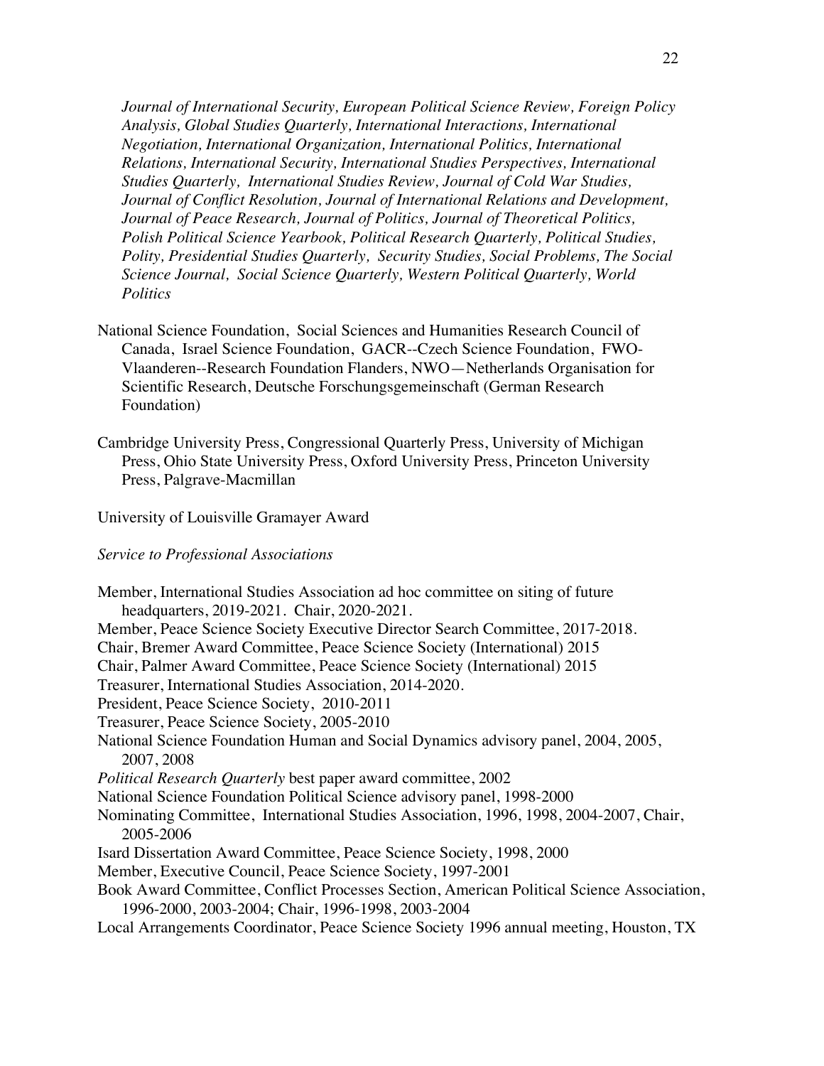*Journal of International Security, European Political Science Review, Foreign Policy Analysis, Global Studies Quarterly, International Interactions, International Negotiation, International Organization, International Politics, International Relations, International Security, International Studies Perspectives, International Studies Quarterly, International Studies Review, Journal of Cold War Studies, Journal of Conflict Resolution, Journal of International Relations and Development, Journal of Peace Research, Journal of Politics, Journal of Theoretical Politics, Polish Political Science Yearbook, Political Research Quarterly, Political Studies, Polity, Presidential Studies Quarterly, Security Studies, Social Problems, The Social Science Journal, Social Science Quarterly, Western Political Quarterly, World Politics*

National Science Foundation, Social Sciences and Humanities Research Council of Canada, Israel Science Foundation, GACR--Czech Science Foundation, FWO-Vlaanderen--Research Foundation Flanders, NWO—Netherlands Organisation for Scientific Research, Deutsche Forschungsgemeinschaft (German Research Foundation)

Cambridge University Press, Congressional Quarterly Press, University of Michigan Press, Ohio State University Press, Oxford University Press, Princeton University Press, Palgrave-Macmillan

University of Louisville Gramayer Award

*Service to Professional Associations*

Member, International Studies Association ad hoc committee on siting of future headquarters, 2019-2021. Chair, 2020-2021.
Member, Peace Science Society Executive Director Search Committee, 2017-2018.
Chair, Bremer Award Committee, Peace Science Society (International) 2015
Chair, Palmer Award Committee, Peace Science Society (International) 2015
Treasurer, International Studies Association, 2014-2020.
President, Peace Science Society, 2010-2011
Treasurer, Peace Science Society, 2005-2010
National Science Foundation Human and Social Dynamics advisory panel, 2004, 2005, 2007, 2008
*Political Research Quarterly* best paper award committee, 2002
National Science Foundation Political Science advisory panel, 1998-2000
Nominating Committee, International Studies Association, 1996, 1998, 2004-2007, Chair, 2005-2006
Isard Dissertation Award Committee, Peace Science Society, 1998, 2000
Member, Executive Council, Peace Science Society, 1997-2001
Book Award Committee, Conflict Processes Section, American Political Science Association, 1996-2000, 2003-2004; Chair, 1996-1998, 2003-2004
Local Arrangements Coordinator, Peace Science Society 1996 annual meeting, Houston, TX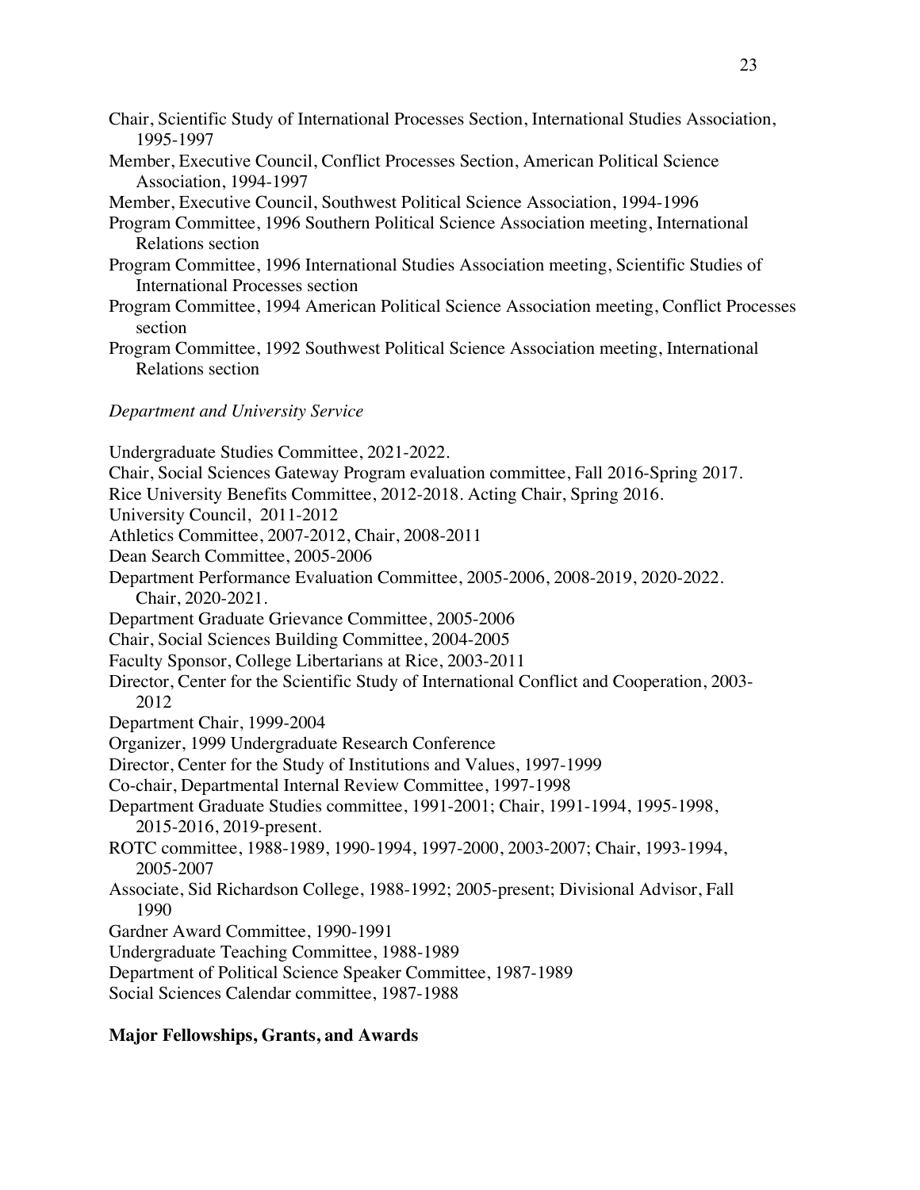Chair, Scientific Study of International Processes Section, International Studies Association, 1995-1997

Member, Executive Council, Conflict Processes Section, American Political Science Association, 1994-1997

Member, Executive Council, Southwest Political Science Association, 1994-1996

Program Committee, 1996 Southern Political Science Association meeting, International Relations section

Program Committee, 1996 International Studies Association meeting, Scientific Studies of International Processes section

Program Committee, 1994 American Political Science Association meeting, Conflict Processes section

Program Committee, 1992 Southwest Political Science Association meeting, International Relations section

*Department and University Service*

Undergraduate Studies Committee, 2021-2022.

Chair, Social Sciences Gateway Program evaluation committee, Fall 2016-Spring 2017.

Rice University Benefits Committee, 2012-2018. Acting Chair, Spring 2016.

University Council, 2011-2012

Athletics Committee, 2007-2012, Chair, 2008-2011

Dean Search Committee, 2005-2006

Department Performance Evaluation Committee, 2005-2006, 2008-2019, 2020-2022. Chair, 2020-2021.

Department Graduate Grievance Committee, 2005-2006

Chair, Social Sciences Building Committee, 2004-2005

Faculty Sponsor, College Libertarians at Rice, 2003-2011

Director, Center for the Scientific Study of International Conflict and Cooperation, 2003-2012

Department Chair, 1999-2004

Organizer, 1999 Undergraduate Research Conference

Director, Center for the Study of Institutions and Values, 1997-1999

Co-chair, Departmental Internal Review Committee, 1997-1998

Department Graduate Studies committee, 1991-2001; Chair, 1991-1994, 1995-1998, 2015-2016, 2019-present.

ROTC committee, 1988-1989, 1990-1994, 1997-2000, 2003-2007; Chair, 1993-1994, 2005-2007

Associate, Sid Richardson College, 1988-1992; 2005-present; Divisional Advisor, Fall 1990

Gardner Award Committee, 1990-1991

Undergraduate Teaching Committee, 1988-1989

Department of Political Science Speaker Committee, 1987-1989

Social Sciences Calendar committee, 1987-1988

**Major Fellowships, Grants, and Awards**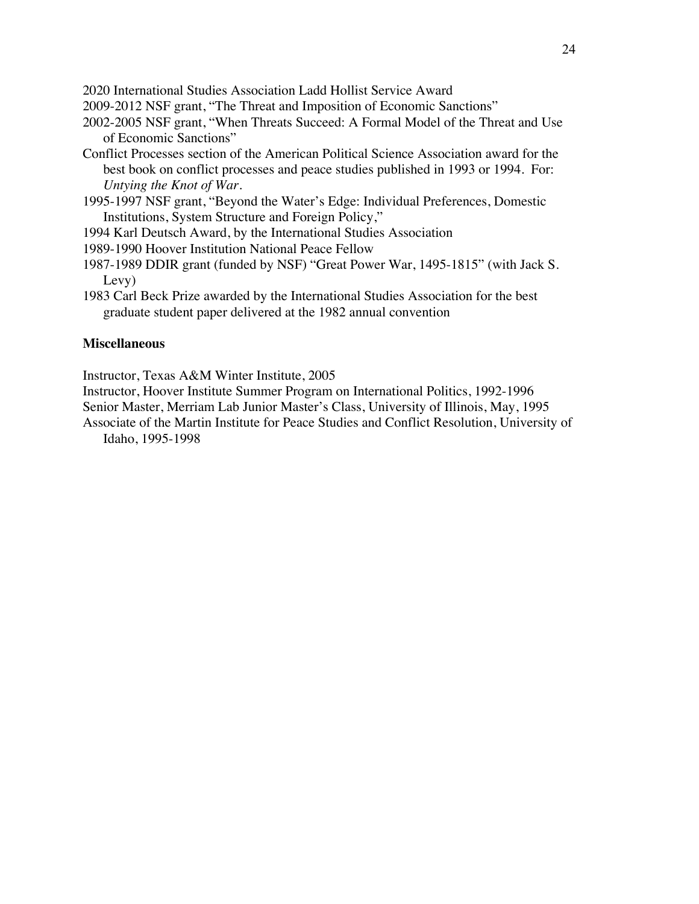2020 International Studies Association Ladd Hollist Service Award

2009-2012 NSF grant, "The Threat and Imposition of Economic Sanctions"

2002-2005 NSF grant, "When Threats Succeed: A Formal Model of the Threat and Use of Economic Sanctions"

Conflict Processes section of the American Political Science Association award for the best book on conflict processes and peace studies published in 1993 or 1994. For: *Untying the Knot of War*.

1995-1997 NSF grant, "Beyond the Water's Edge: Individual Preferences, Domestic Institutions, System Structure and Foreign Policy,"

1994 Karl Deutsch Award, by the International Studies Association

1989-1990 Hoover Institution National Peace Fellow

1987-1989 DDIR grant (funded by NSF) "Great Power War, 1495-1815" (with Jack S. Levy)

1983 Carl Beck Prize awarded by the International Studies Association for the best graduate student paper delivered at the 1982 annual convention

**Miscellaneous**

Instructor, Texas A&M Winter Institute, 2005

Instructor, Hoover Institute Summer Program on International Politics, 1992-1996

Senior Master, Merriam Lab Junior Master's Class, University of Illinois, May, 1995

Associate of the Martin Institute for Peace Studies and Conflict Resolution, University of Idaho, 1995-1998